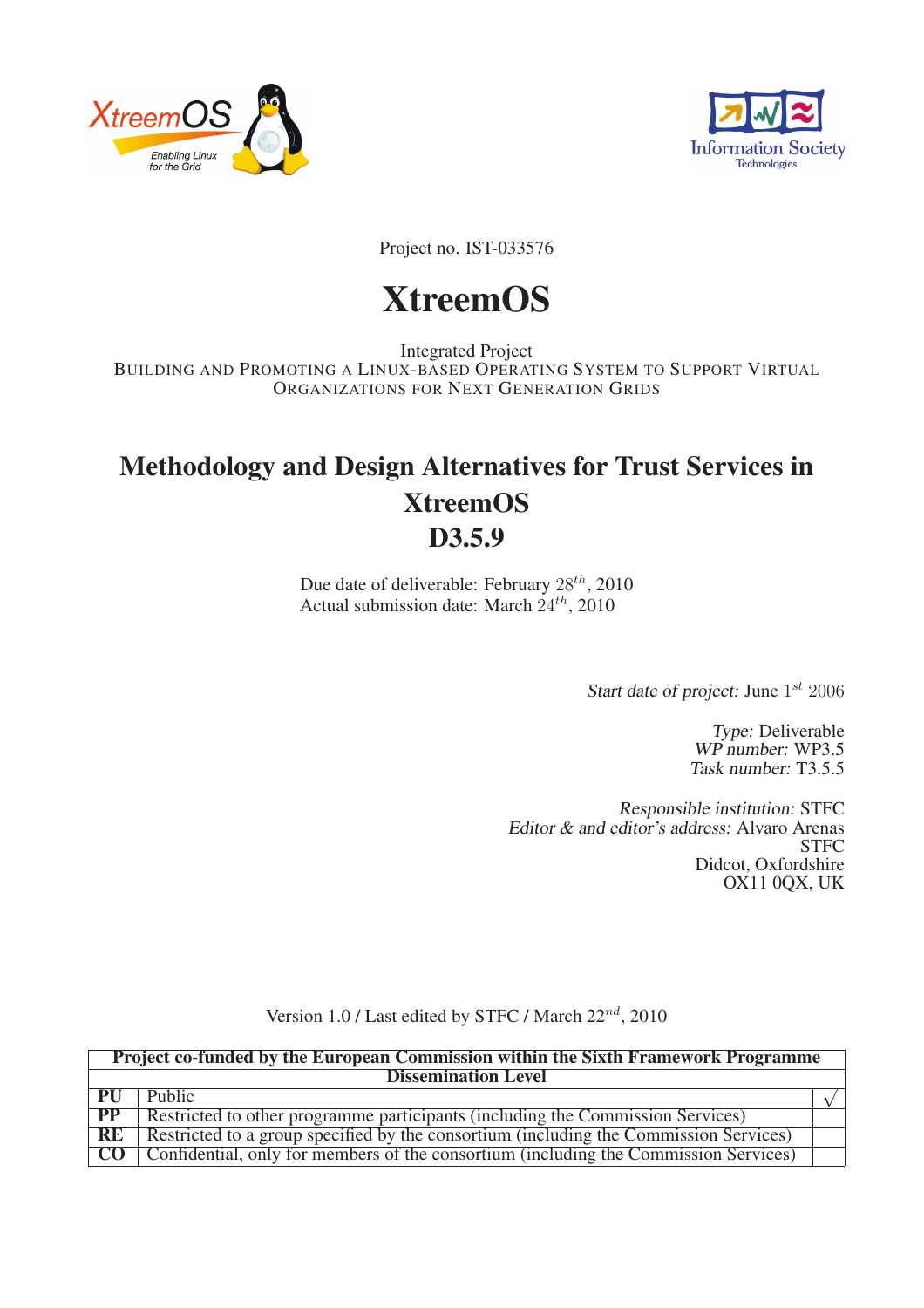Project no. IST-033576

# XtreemOS

Integrated Project
BUILDING AND PROMOTING A LINUX-BASED OPERATING SYSTEM TO SUPPORT VIRTUAL ORGANIZATIONS FOR NEXT GENERATION GRIDS

# Methodology and Design Alternatives for Trust Services in XtreemOS
# D3.5.9

Due date of deliverable: February $28^{th}$, 2010
Actual submission date: March $24^{th}$, 2010

*Start date of project:* June $1^{st}$ 2006

*Type:* Deliverable
*WP number:* WP3.5
*Task number:* T3.5.5

*Responsible institution:* STFC
*Editor & and editor's address:* Alvaro Arenas
STFC
Didcot, Oxfordshire
OX11 0QX, UK

Version 1.0 / Last edited by STFC / March $22^{nd}$, 2010

| **Project co-funded by the European Commission within the Sixth Framework Programme** | | |
|---|---|---|
| **Dissemination Level** | | |
| **PU** | Public | √ |
| **PP** | Restricted to other programme participants (including the Commission Services) | |
| **RE** | Restricted to a group specified by the consortium (including the Commission Services) | |
| **CO** | Confidential, only for members of the consortium (including the Commission Services) | |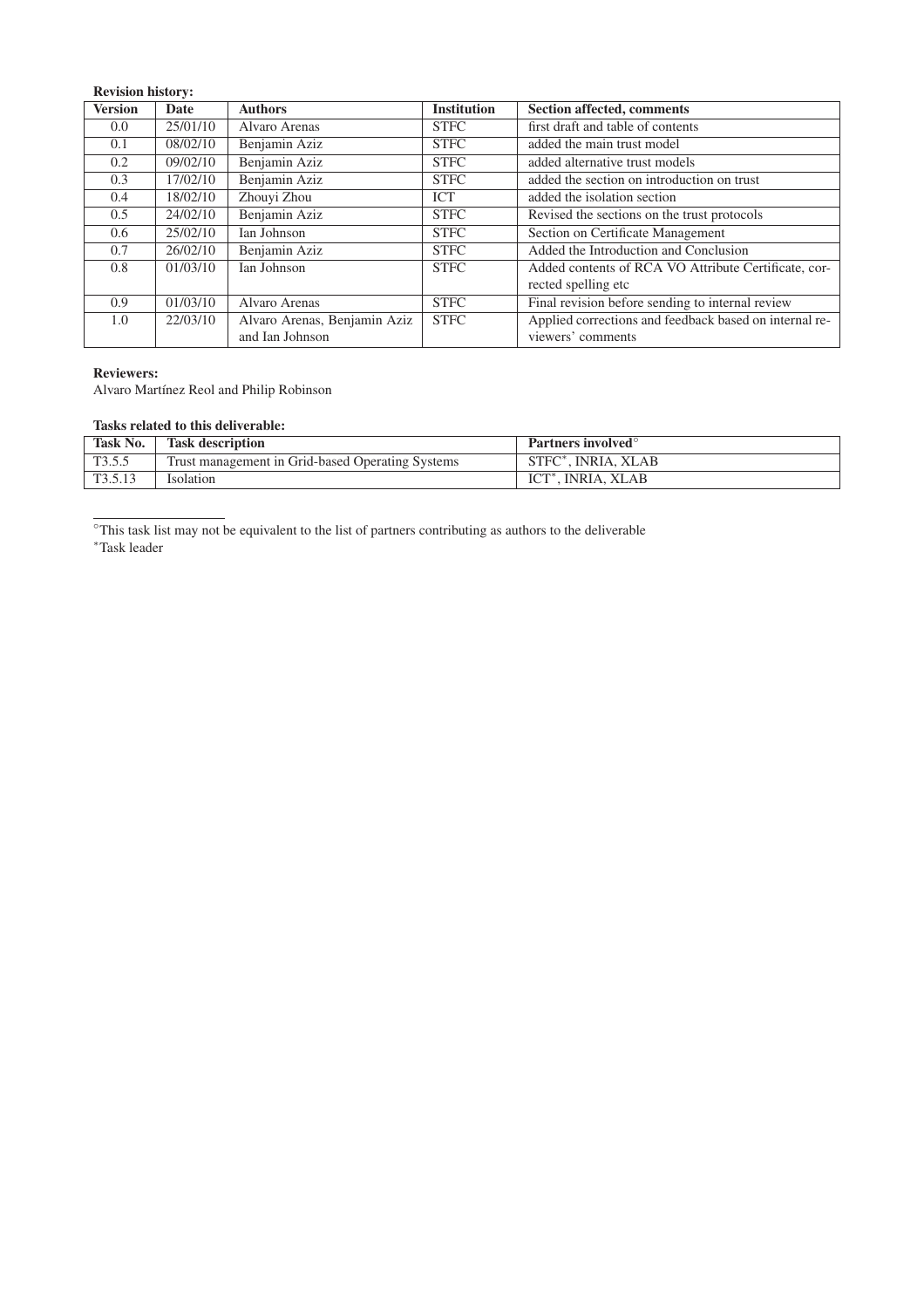**Revision history:**

| Version | Date | Authors | Institution | Section affected, comments |
|---|---|---|---|---|
| 0.0 | 25/01/10 | Alvaro Arenas | STFC | first draft and table of contents |
| 0.1 | 08/02/10 | Benjamin Aziz | STFC | added the main trust model |
| 0.2 | 09/02/10 | Benjamin Aziz | STFC | added alternative trust models |
| 0.3 | 17/02/10 | Benjamin Aziz | STFC | added the section on introduction on trust |
| 0.4 | 18/02/10 | Zhouyi Zhou | ICT | added the isolation section |
| 0.5 | 24/02/10 | Benjamin Aziz | STFC | Revised the sections on the trust protocols |
| 0.6 | 25/02/10 | Ian Johnson | STFC | Section on Certificate Management |
| 0.7 | 26/02/10 | Benjamin Aziz | STFC | Added the Introduction and Conclusion |
| 0.8 | 01/03/10 | Ian Johnson | STFC | Added contents of RCA VO Attribute Certificate, corrected spelling etc |
| 0.9 | 01/03/10 | Alvaro Arenas | STFC | Final revision before sending to internal review |
| 1.0 | 22/03/10 | Alvaro Arenas, Benjamin Aziz and Ian Johnson | STFC | Applied corrections and feedback based on internal reviewers' comments |

**Reviewers:**
Alvaro Martínez Reol and Philip Robinson

**Tasks related to this deliverable:**

| Task No. | Task description | Partners involved° |
|---|---|---|
| T3.5.5 | Trust management in Grid-based Operating Systems | STFC*, INRIA, XLAB |
| T3.5.13 | Isolation | ICT*, INRIA, XLAB |

°This task list may not be equivalent to the list of partners contributing as authors to the deliverable
*Task leader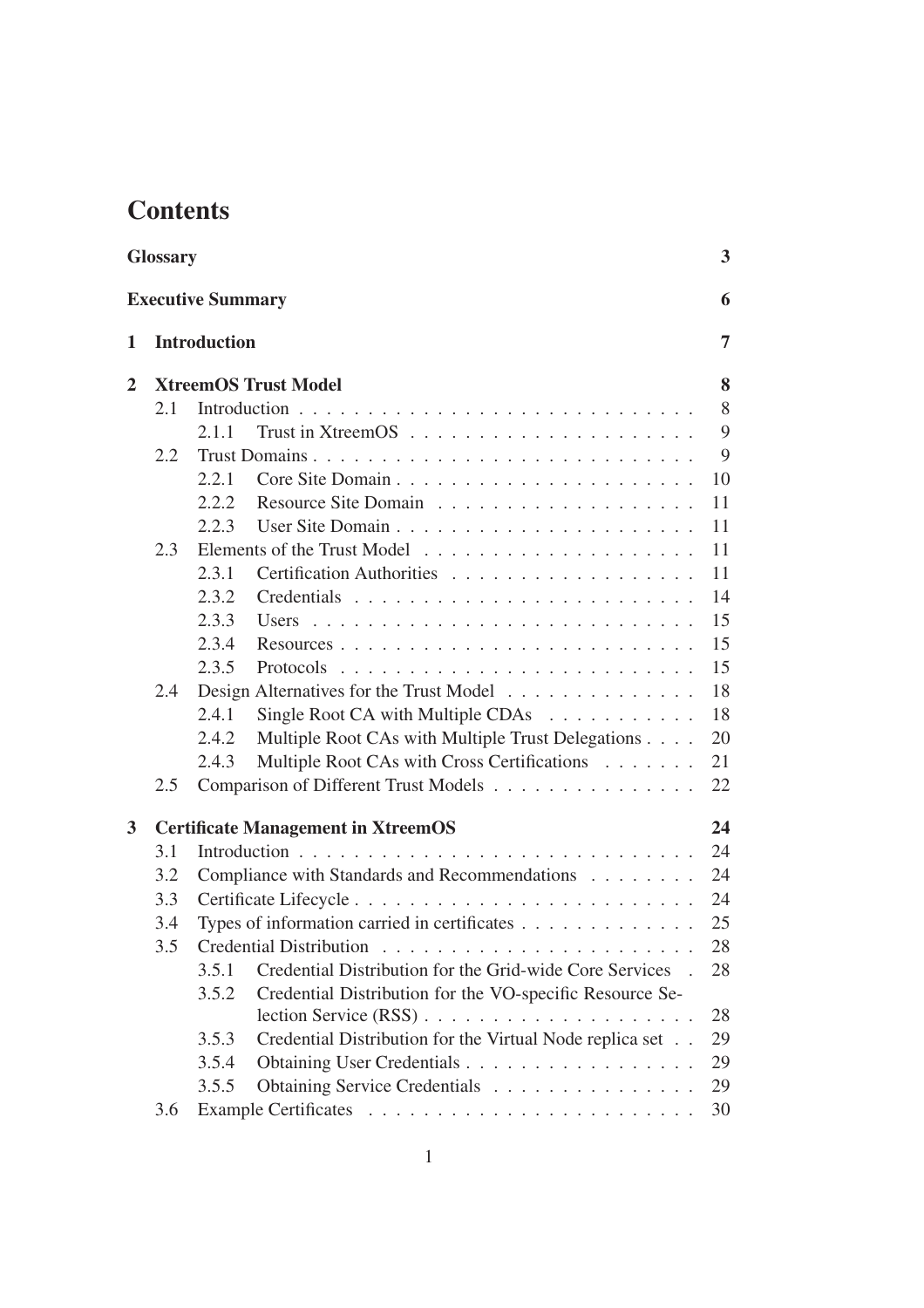# Contents

**Glossary** 3

**Executive Summary** 6

**1 Introduction** 7

**2 XtreemOS Trust Model** 8

- 2.1 Introduction 8
  - 2.1.1 Trust in XtreemOS 9
- 2.2 Trust Domains 9
  - 2.2.1 Core Site Domain 10
  - 2.2.2 Resource Site Domain 11
  - 2.2.3 User Site Domain 11
- 2.3 Elements of the Trust Model 11
  - 2.3.1 Certification Authorities 11
  - 2.3.2 Credentials 14
  - 2.3.3 Users 15
  - 2.3.4 Resources 15
  - 2.3.5 Protocols 15
- 2.4 Design Alternatives for the Trust Model 18
  - 2.4.1 Single Root CA with Multiple CDAs 18
  - 2.4.2 Multiple Root CAs with Multiple Trust Delegations 20
  - 2.4.3 Multiple Root CAs with Cross Certifications 21
- 2.5 Comparison of Different Trust Models 22

**3 Certificate Management in XtreemOS** 24

- 3.1 Introduction 24
- 3.2 Compliance with Standards and Recommendations 24
- 3.3 Certificate Lifecycle 24
- 3.4 Types of information carried in certificates 25
- 3.5 Credential Distribution 28
  - 3.5.1 Credential Distribution for the Grid-wide Core Services 28
  - 3.5.2 Credential Distribution for the VO-specific Resource Selection Service (RSS) 28
  - 3.5.3 Credential Distribution for the Virtual Node replica set 29
  - 3.5.4 Obtaining User Credentials 29
  - 3.5.5 Obtaining Service Credentials 29
- 3.6 Example Certificates 30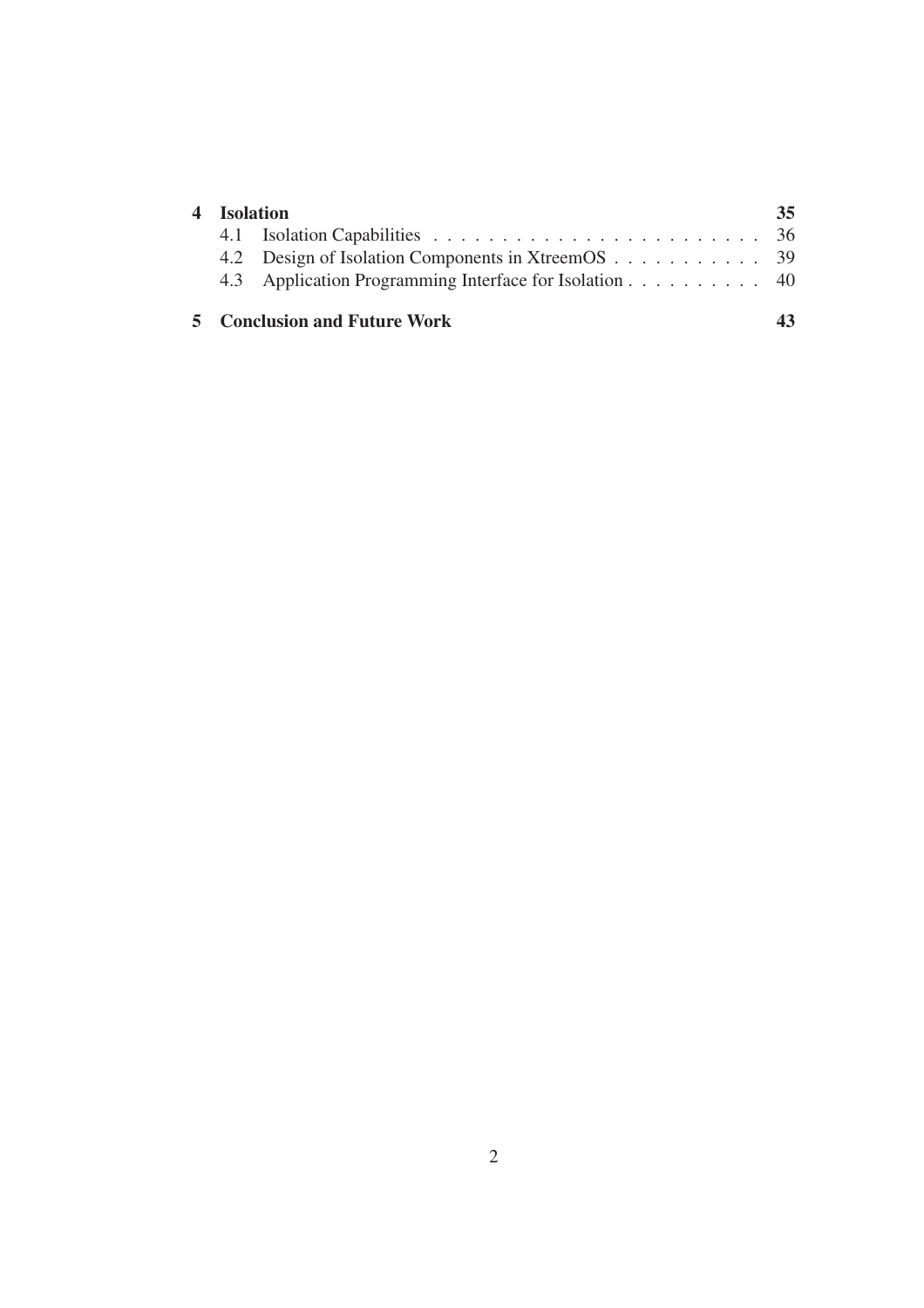**4 Isolation** 35

- 4.1 Isolation Capabilities . . . . . . . . . . . . . . . . . . . . . . . . 36
- 4.2 Design of Isolation Components in XtreemOS . . . . . . . . . . . 39
- 4.3 Application Programming Interface for Isolation . . . . . . . . . . 40

**5 Conclusion and Future Work** 43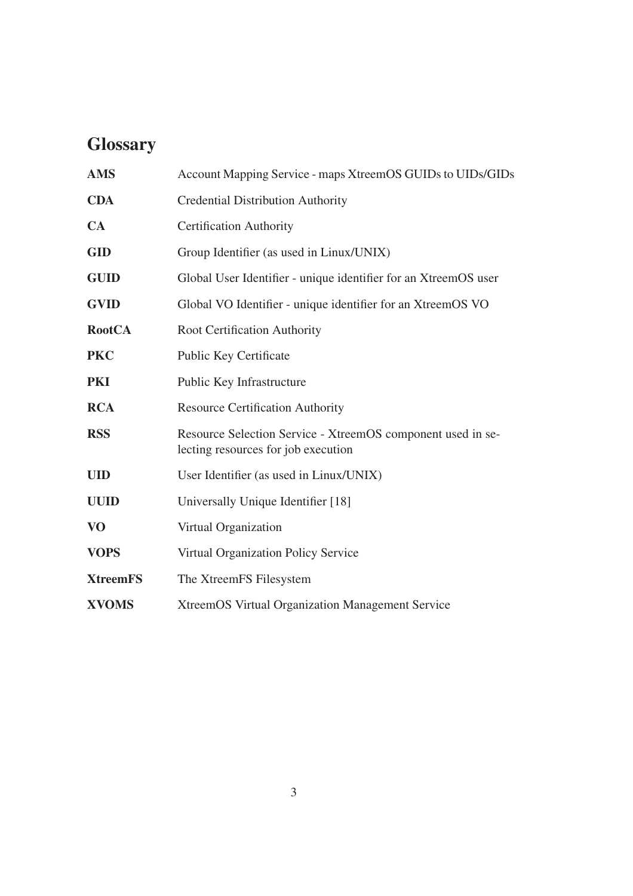# Glossary

**AMS** Account Mapping Service - maps XtreemOS GUIDs to UIDs/GIDs

**CDA** Credential Distribution Authority

**CA** Certification Authority

**GID** Group Identifier (as used in Linux/UNIX)

**GUID** Global User Identifier - unique identifier for an XtreemOS user

**GVID** Global VO Identifier - unique identifier for an XtreemOS VO

**RootCA** Root Certification Authority

**PKC** Public Key Certificate

**PKI** Public Key Infrastructure

**RCA** Resource Certification Authority

**RSS** Resource Selection Service - XtreemOS component used in selecting resources for job execution

**UID** User Identifier (as used in Linux/UNIX)

**UUID** Universally Unique Identifier [18]

**VO** Virtual Organization

**VOPS** Virtual Organization Policy Service

**XtreemFS** The XtreemFS Filesystem

**XVOMS** XtreemOS Virtual Organization Management Service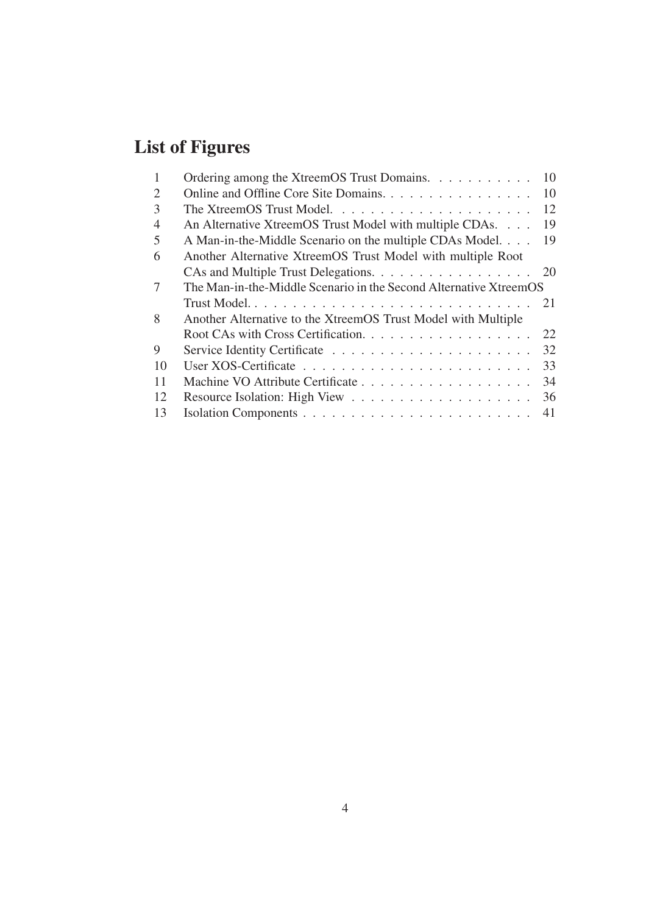# List of Figures

| | | |
|---|---|---|
| 1 | Ordering among the XtreemOS Trust Domains. | 10 |
| 2 | Online and Offline Core Site Domains. | 10 |
| 3 | The XtreemOS Trust Model. | 12 |
| 4 | An Alternative XtreemOS Trust Model with multiple CDAs. | 19 |
| 5 | A Man-in-the-Middle Scenario on the multiple CDAs Model. | 19 |
| 6 | Another Alternative XtreemOS Trust Model with multiple Root CAs and Multiple Trust Delegations. | 20 |
| 7 | The Man-in-the-Middle Scenario in the Second Alternative XtreemOS Trust Model. | 21 |
| 8 | Another Alternative to the XtreemOS Trust Model with Multiple Root CAs with Cross Certification. | 22 |
| 9 | Service Identity Certificate | 32 |
| 10 | User XOS-Certificate | 33 |
| 11 | Machine VO Attribute Certificate | 34 |
| 12 | Resource Isolation: High View | 36 |
| 13 | Isolation Components | 41 |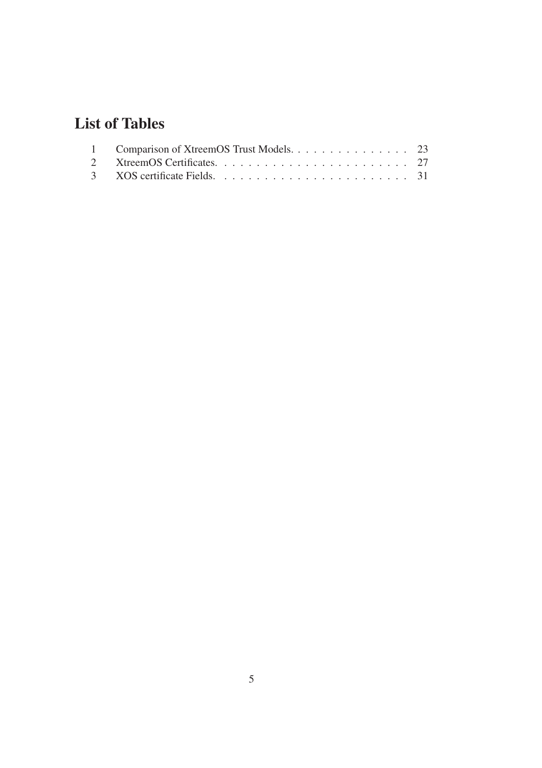# List of Tables

1 Comparison of XtreemOS Trust Models. . . . . . . . . . . . . . . . 23
2 XtreemOS Certificates. . . . . . . . . . . . . . . . . . . . . . . . . 27
3 XOS certificate Fields. . . . . . . . . . . . . . . . . . . . . . . . . 31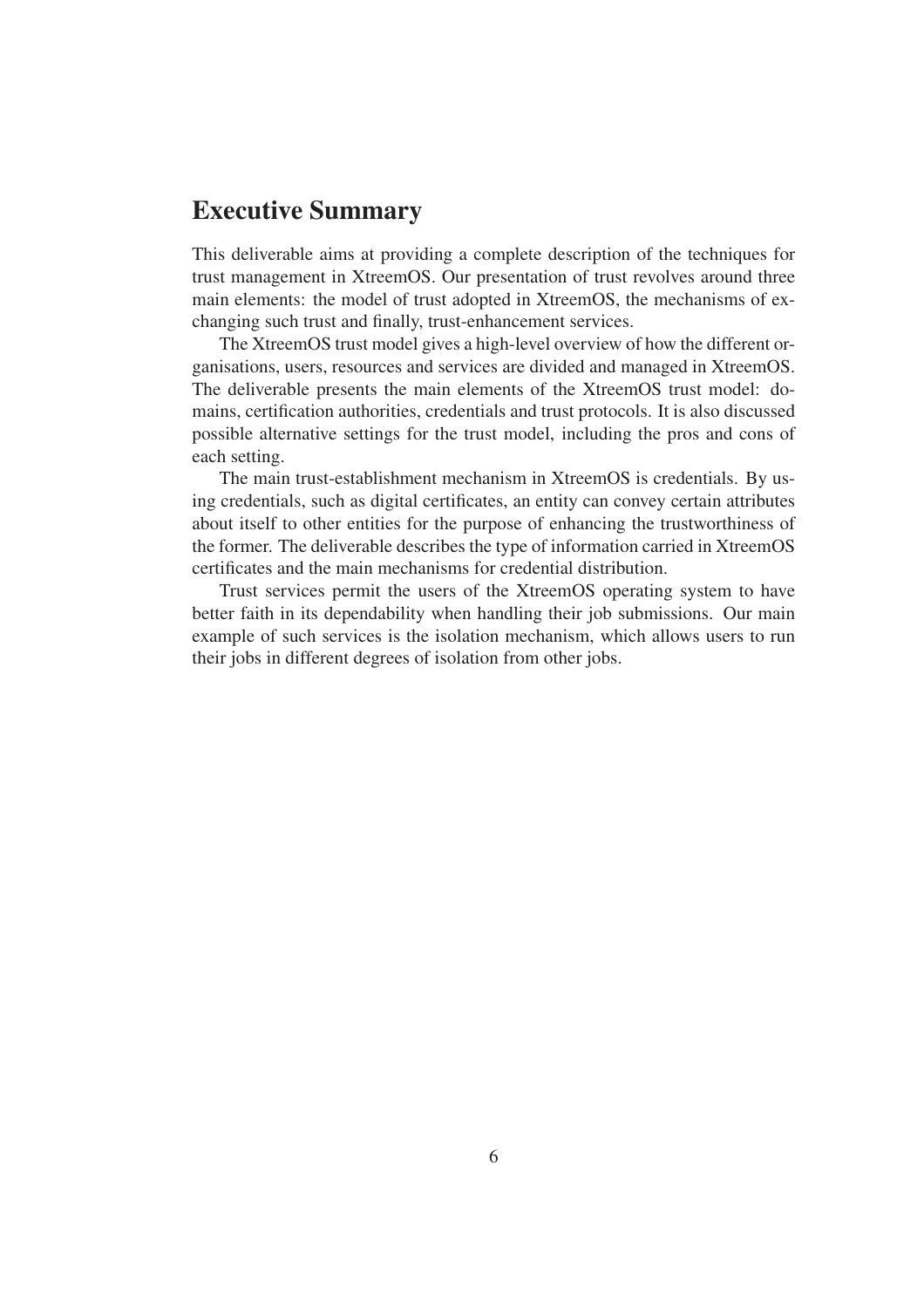# Executive Summary

This deliverable aims at providing a complete description of the techniques for trust management in XtreemOS. Our presentation of trust revolves around three main elements: the model of trust adopted in XtreemOS, the mechanisms of exchanging such trust and finally, trust-enhancement services.

The XtreemOS trust model gives a high-level overview of how the different organisations, users, resources and services are divided and managed in XtreemOS. The deliverable presents the main elements of the XtreemOS trust model: domains, certification authorities, credentials and trust protocols. It is also discussed possible alternative settings for the trust model, including the pros and cons of each setting.

The main trust-establishment mechanism in XtreemOS is credentials. By using credentials, such as digital certificates, an entity can convey certain attributes about itself to other entities for the purpose of enhancing the trustworthiness of the former. The deliverable describes the type of information carried in XtreemOS certificates and the main mechanisms for credential distribution.

Trust services permit the users of the XtreemOS operating system to have better faith in its dependability when handling their job submissions. Our main example of such services is the isolation mechanism, which allows users to run their jobs in different degrees of isolation from other jobs.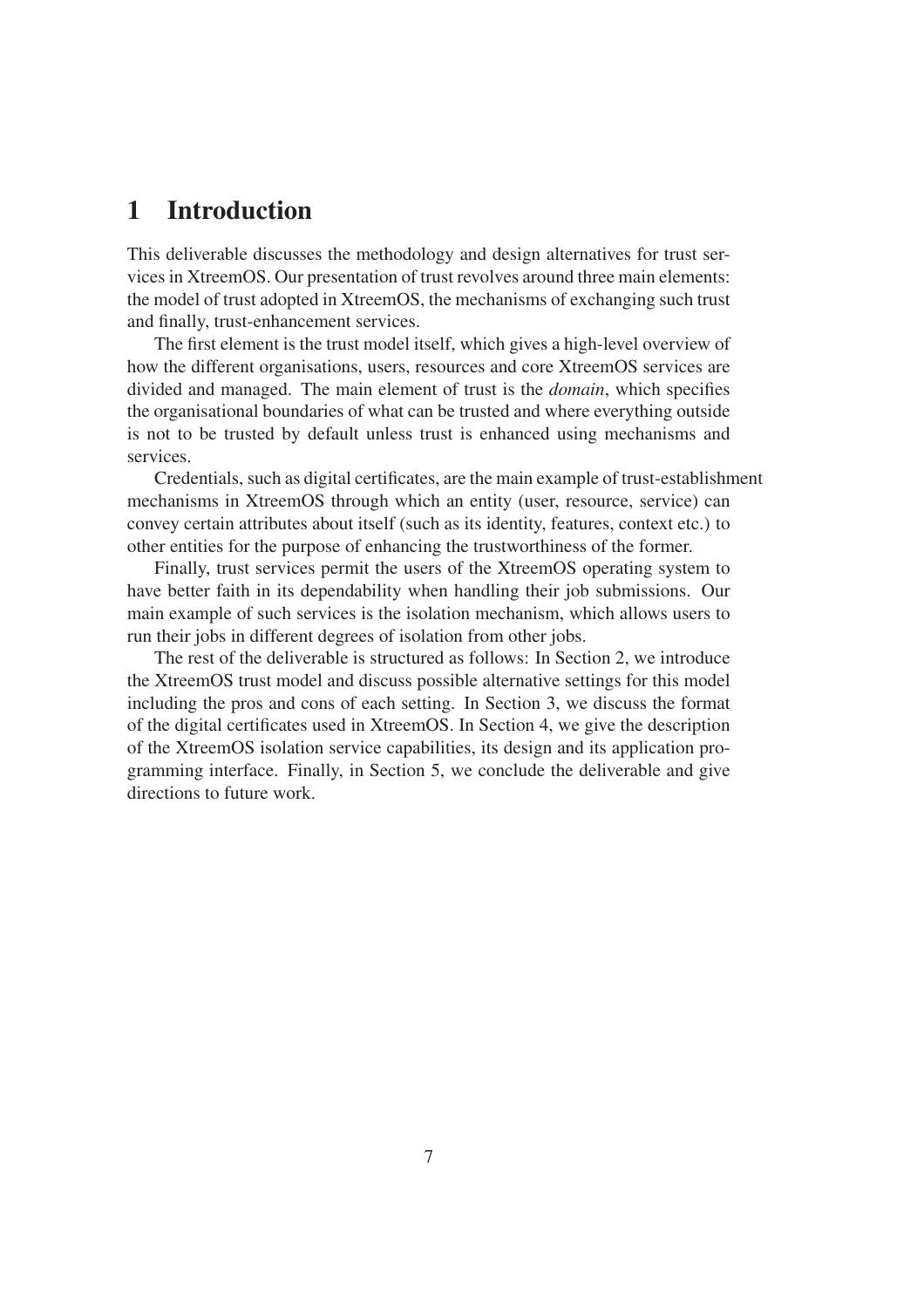# 1 Introduction

This deliverable discusses the methodology and design alternatives for trust services in XtreemOS. Our presentation of trust revolves around three main elements: the model of trust adopted in XtreemOS, the mechanisms of exchanging such trust and finally, trust-enhancement services.

The first element is the trust model itself, which gives a high-level overview of how the different organisations, users, resources and core XtreemOS services are divided and managed. The main element of trust is the *domain*, which specifies the organisational boundaries of what can be trusted and where everything outside is not to be trusted by default unless trust is enhanced using mechanisms and services.

Credentials, such as digital certificates, are the main example of trust-establishment mechanisms in XtreemOS through which an entity (user, resource, service) can convey certain attributes about itself (such as its identity, features, context etc.) to other entities for the purpose of enhancing the trustworthiness of the former.

Finally, trust services permit the users of the XtreemOS operating system to have better faith in its dependability when handling their job submissions. Our main example of such services is the isolation mechanism, which allows users to run their jobs in different degrees of isolation from other jobs.

The rest of the deliverable is structured as follows: In Section 2, we introduce the XtreemOS trust model and discuss possible alternative settings for this model including the pros and cons of each setting. In Section 3, we discuss the format of the digital certificates used in XtreemOS. In Section 4, we give the description of the XtreemOS isolation service capabilities, its design and its application programming interface. Finally, in Section 5, we conclude the deliverable and give directions to future work.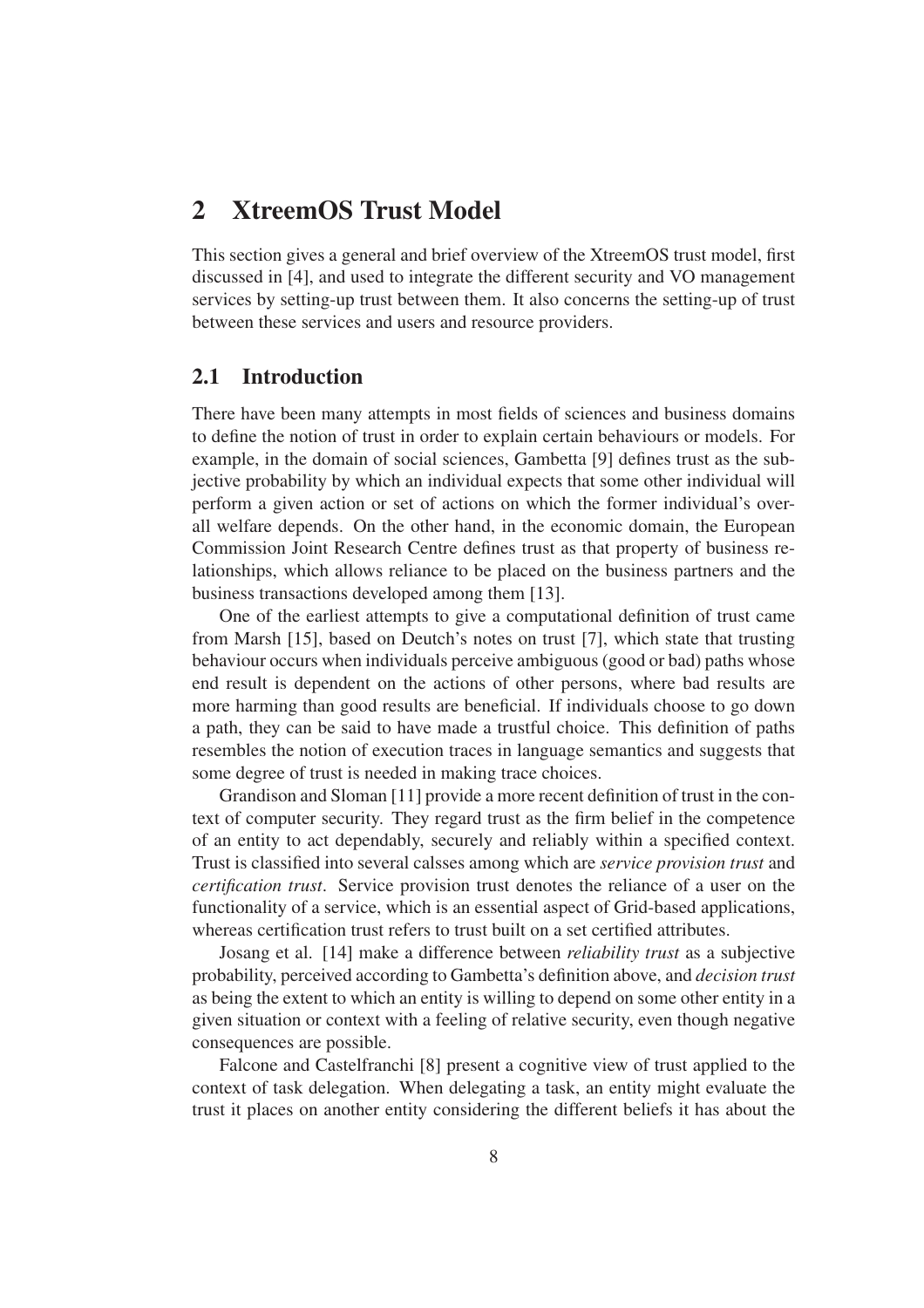# 2 XtreemOS Trust Model

This section gives a general and brief overview of the XtreemOS trust model, first discussed in [4], and used to integrate the different security and VO management services by setting-up trust between them. It also concerns the setting-up of trust between these services and users and resource providers.

## 2.1 Introduction

There have been many attempts in most fields of sciences and business domains to define the notion of trust in order to explain certain behaviours or models. For example, in the domain of social sciences, Gambetta [9] defines trust as the subjective probability by which an individual expects that some other individual will perform a given action or set of actions on which the former individual's overall welfare depends. On the other hand, in the economic domain, the European Commission Joint Research Centre defines trust as that property of business relationships, which allows reliance to be placed on the business partners and the business transactions developed among them [13].

One of the earliest attempts to give a computational definition of trust came from Marsh [15], based on Deutch's notes on trust [7], which state that trusting behaviour occurs when individuals perceive ambiguous (good or bad) paths whose end result is dependent on the actions of other persons, where bad results are more harming than good results are beneficial. If individuals choose to go down a path, they can be said to have made a trustful choice. This definition of paths resembles the notion of execution traces in language semantics and suggests that some degree of trust is needed in making trace choices.

Grandison and Sloman [11] provide a more recent definition of trust in the context of computer security. They regard trust as the firm belief in the competence of an entity to act dependably, securely and reliably within a specified context. Trust is classified into several calsses among which are *service provision trust* and *certification trust*. Service provision trust denotes the reliance of a user on the functionality of a service, which is an essential aspect of Grid-based applications, whereas certification trust refers to trust built on a set certified attributes.

Josang et al. [14] make a difference between *reliability trust* as a subjective probability, perceived according to Gambetta's definition above, and *decision trust* as being the extent to which an entity is willing to depend on some other entity in a given situation or context with a feeling of relative security, even though negative consequences are possible.

Falcone and Castelfranchi [8] present a cognitive view of trust applied to the context of task delegation. When delegating a task, an entity might evaluate the trust it places on another entity considering the different beliefs it has about the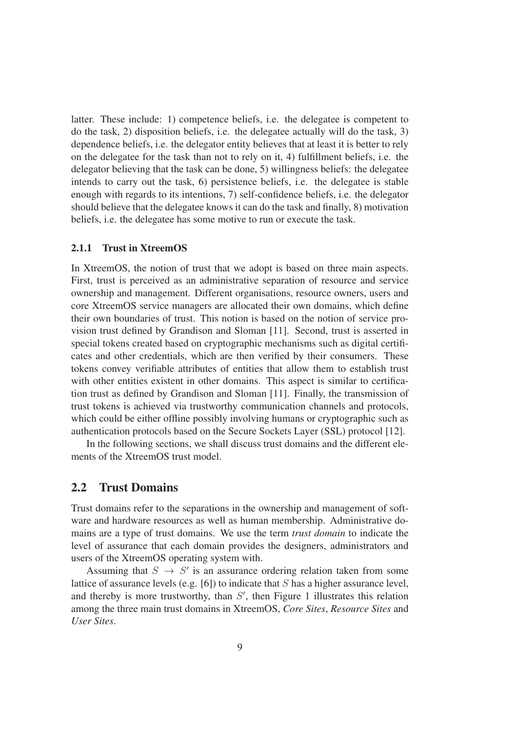latter. These include: 1) competence beliefs, i.e. the delegatee is competent to do the task, 2) disposition beliefs, i.e. the delegatee actually will do the task, 3) dependence beliefs, i.e. the delegator entity believes that at least it is better to rely on the delegatee for the task than not to rely on it, 4) fulfillment beliefs, i.e. the delegator believing that the task can be done, 5) willingness beliefs: the delegatee intends to carry out the task, 6) persistence beliefs, i.e. the delegatee is stable enough with regards to its intentions, 7) self-confidence beliefs, i.e. the delegator should believe that the delegatee knows it can do the task and finally, 8) motivation beliefs, i.e. the delegatee has some motive to run or execute the task.

### 2.1.1 Trust in XtreemOS

In XtreemOS, the notion of trust that we adopt is based on three main aspects. First, trust is perceived as an administrative separation of resource and service ownership and management. Different organisations, resource owners, users and core XtreemOS service managers are allocated their own domains, which define their own boundaries of trust. This notion is based on the notion of service provision trust defined by Grandison and Sloman [11]. Second, trust is asserted in special tokens created based on cryptographic mechanisms such as digital certificates and other credentials, which are then verified by their consumers. These tokens convey verifiable attributes of entities that allow them to establish trust with other entities existent in other domains. This aspect is similar to certification trust as defined by Grandison and Sloman [11]. Finally, the transmission of trust tokens is achieved via trustworthy communication channels and protocols, which could be either offline possibly involving humans or cryptographic such as authentication protocols based on the Secure Sockets Layer (SSL) protocol [12].

In the following sections, we shall discuss trust domains and the different elements of the XtreemOS trust model.

## 2.2 Trust Domains

Trust domains refer to the separations in the ownership and management of software and hardware resources as well as human membership. Administrative domains are a type of trust domains. We use the term *trust domain* to indicate the level of assurance that each domain provides the designers, administrators and users of the XtreemOS operating system with.

Assuming that $S \rightarrow S'$ is an assurance ordering relation taken from some lattice of assurance levels (e.g. [6]) to indicate that $S$ has a higher assurance level, and thereby is more trustworthy, than $S'$, then Figure 1 illustrates this relation among the three main trust domains in XtreemOS, *Core Sites*, *Resource Sites* and *User Sites*.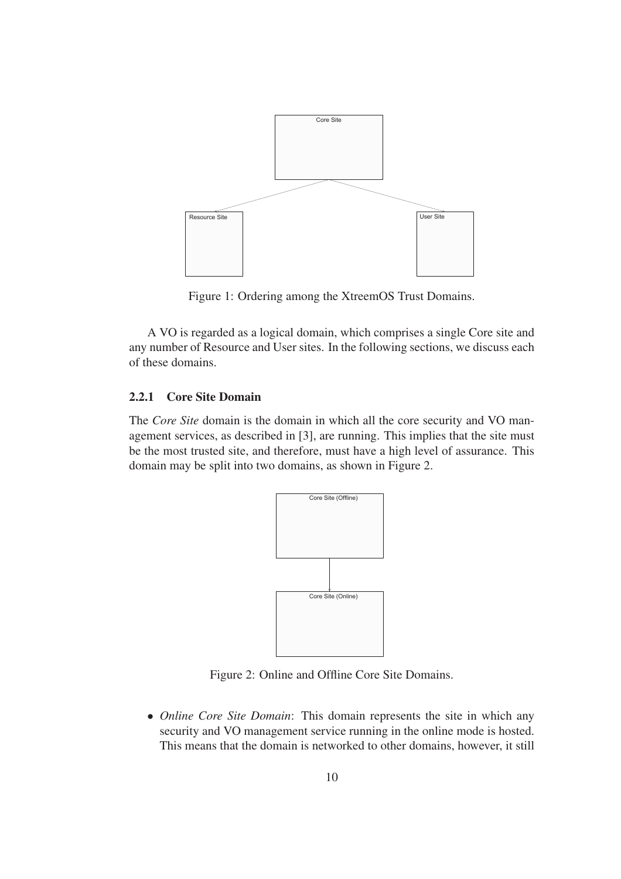Figure 1: Ordering among the XtreemOS Trust Domains.

A VO is regarded as a logical domain, which comprises a single Core site and any number of Resource and User sites. In the following sections, we discuss each of these domains.

### 2.2.1 Core Site Domain

The *Core Site* domain is the domain in which all the core security and VO management services, as described in [3], are running. This implies that the site must be the most trusted site, and therefore, must have a high level of assurance. This domain may be split into two domains, as shown in Figure 2.

Figure 2: Online and Offline Core Site Domains.

- *Online Core Site Domain*: This domain represents the site in which any security and VO management service running in the online mode is hosted. This means that the domain is networked to other domains, however, it still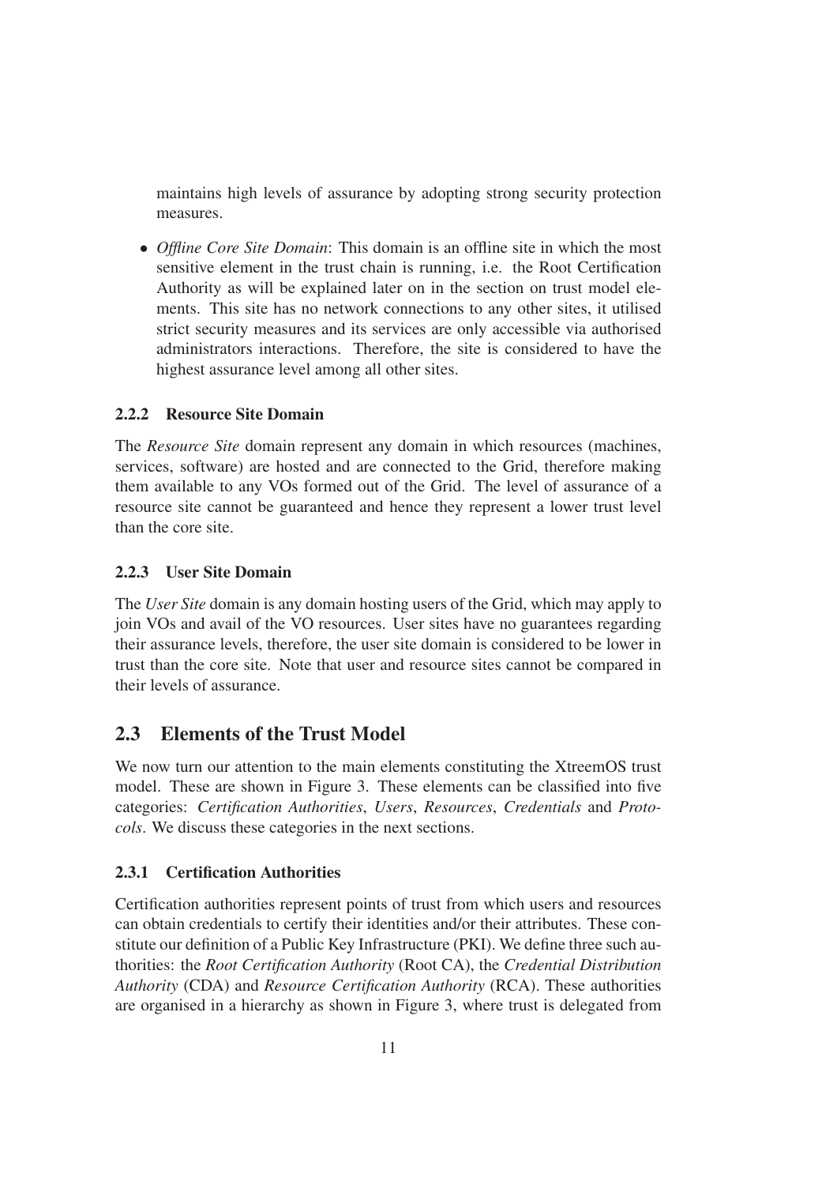maintains high levels of assurance by adopting strong security protection measures.

- *Offline Core Site Domain*: This domain is an offline site in which the most sensitive element in the trust chain is running, i.e. the Root Certification Authority as will be explained later on in the section on trust model elements. This site has no network connections to any other sites, it utilised strict security measures and its services are only accessible via authorised administrators interactions. Therefore, the site is considered to have the highest assurance level among all other sites.

### 2.2.2 Resource Site Domain

The *Resource Site* domain represent any domain in which resources (machines, services, software) are hosted and are connected to the Grid, therefore making them available to any VOs formed out of the Grid. The level of assurance of a resource site cannot be guaranteed and hence they represent a lower trust level than the core site.

### 2.2.3 User Site Domain

The *User Site* domain is any domain hosting users of the Grid, which may apply to join VOs and avail of the VO resources. User sites have no guarantees regarding their assurance levels, therefore, the user site domain is considered to be lower in trust than the core site. Note that user and resource sites cannot be compared in their levels of assurance.

## 2.3 Elements of the Trust Model

We now turn our attention to the main elements constituting the XtreemOS trust model. These are shown in Figure 3. These elements can be classified into five categories: *Certification Authorities*, *Users*, *Resources*, *Credentials* and *Protocols*. We discuss these categories in the next sections.

### 2.3.1 Certification Authorities

Certification authorities represent points of trust from which users and resources can obtain credentials to certify their identities and/or their attributes. These constitute our definition of a Public Key Infrastructure (PKI). We define three such authorities: the *Root Certification Authority* (Root CA), the *Credential Distribution Authority* (CDA) and *Resource Certification Authority* (RCA). These authorities are organised in a hierarchy as shown in Figure 3, where trust is delegated from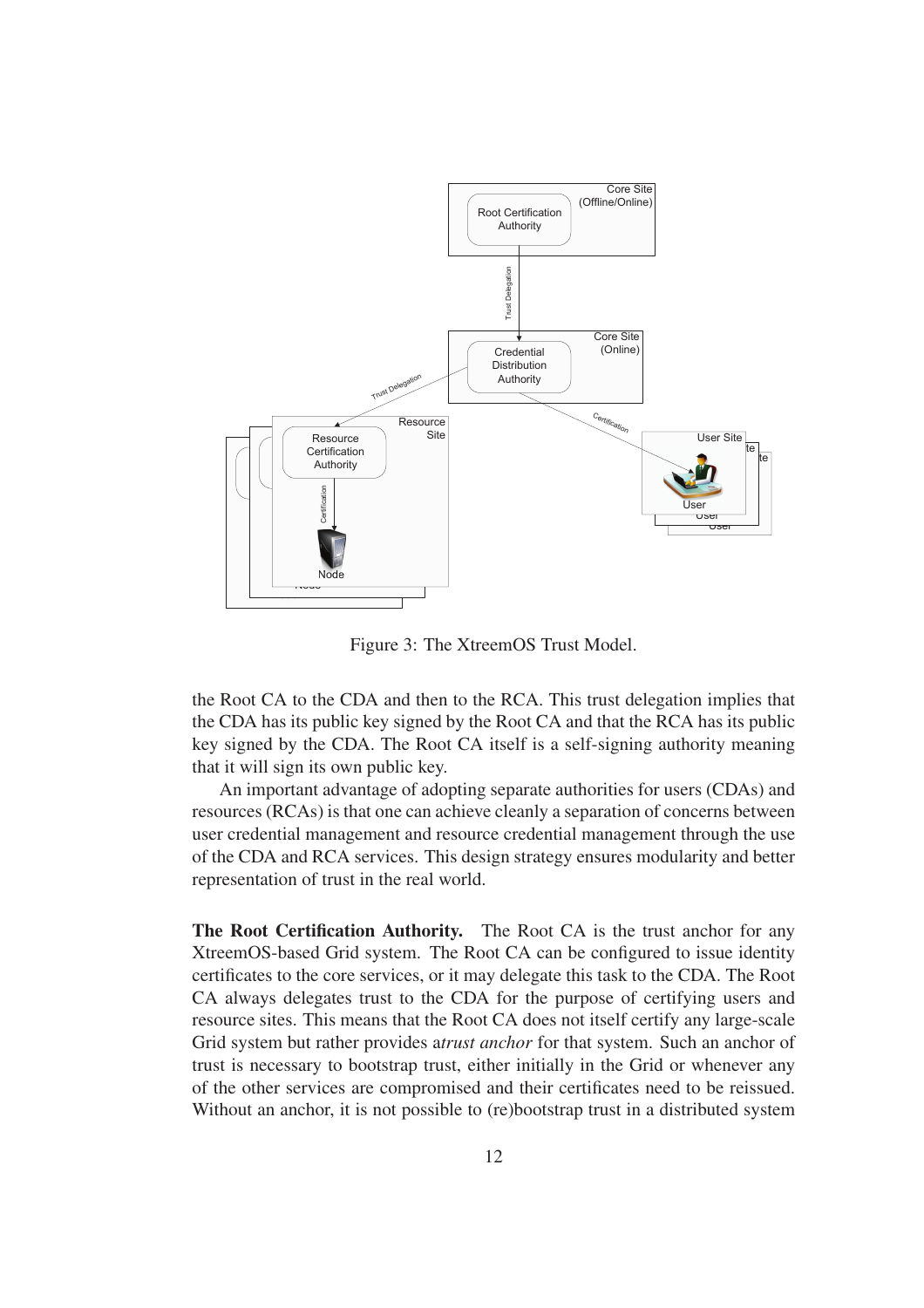Figure 3: The XtreemOS Trust Model.

the Root CA to the CDA and then to the RCA. This trust delegation implies that the CDA has its public key signed by the Root CA and that the RCA has its public key signed by the CDA. The Root CA itself is a self-signing authority meaning that it will sign its own public key.

An important advantage of adopting separate authorities for users (CDAs) and resources (RCAs) is that one can achieve cleanly a separation of concerns between user credential management and resource credential management through the use of the CDA and RCA services. This design strategy ensures modularity and better representation of trust in the real world.

**The Root Certification Authority.** The Root CA is the trust anchor for any XtreemOS-based Grid system. The Root CA can be configured to issue identity certificates to the core services, or it may delegate this task to the CDA. The Root CA always delegates trust to the CDA for the purpose of certifying users and resource sites. This means that the Root CA does not itself certify any large-scale Grid system but rather provides a*trust anchor* for that system. Such an anchor of trust is necessary to bootstrap trust, either initially in the Grid or whenever any of the other services are compromised and their certificates need to be reissued. Without an anchor, it is not possible to (re)bootstrap trust in a distributed system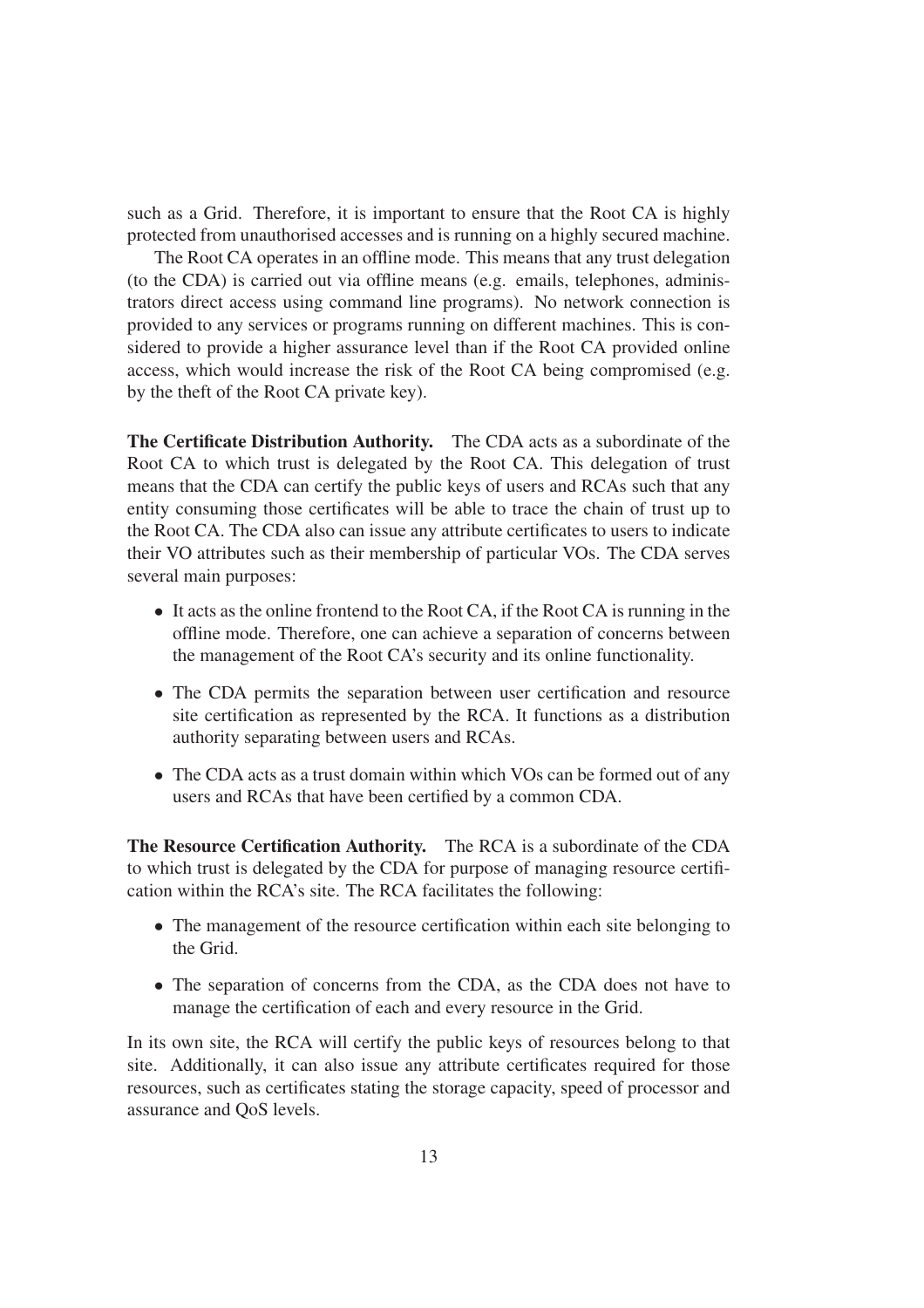such as a Grid. Therefore, it is important to ensure that the Root CA is highly protected from unauthorised accesses and is running on a highly secured machine.

The Root CA operates in an offline mode. This means that any trust delegation (to the CDA) is carried out via offline means (e.g. emails, telephones, administrators direct access using command line programs). No network connection is provided to any services or programs running on different machines. This is considered to provide a higher assurance level than if the Root CA provided online access, which would increase the risk of the Root CA being compromised (e.g. by the theft of the Root CA private key).

**The Certificate Distribution Authority.** The CDA acts as a subordinate of the Root CA to which trust is delegated by the Root CA. This delegation of trust means that the CDA can certify the public keys of users and RCAs such that any entity consuming those certificates will be able to trace the chain of trust up to the Root CA. The CDA also can issue any attribute certificates to users to indicate their VO attributes such as their membership of particular VOs. The CDA serves several main purposes:

- It acts as the online frontend to the Root CA, if the Root CA is running in the offline mode. Therefore, one can achieve a separation of concerns between the management of the Root CA's security and its online functionality.
- The CDA permits the separation between user certification and resource site certification as represented by the RCA. It functions as a distribution authority separating between users and RCAs.
- The CDA acts as a trust domain within which VOs can be formed out of any users and RCAs that have been certified by a common CDA.

**The Resource Certification Authority.** The RCA is a subordinate of the CDA to which trust is delegated by the CDA for purpose of managing resource certification within the RCA's site. The RCA facilitates the following:

- The management of the resource certification within each site belonging to the Grid.
- The separation of concerns from the CDA, as the CDA does not have to manage the certification of each and every resource in the Grid.

In its own site, the RCA will certify the public keys of resources belong to that site. Additionally, it can also issue any attribute certificates required for those resources, such as certificates stating the storage capacity, speed of processor and assurance and QoS levels.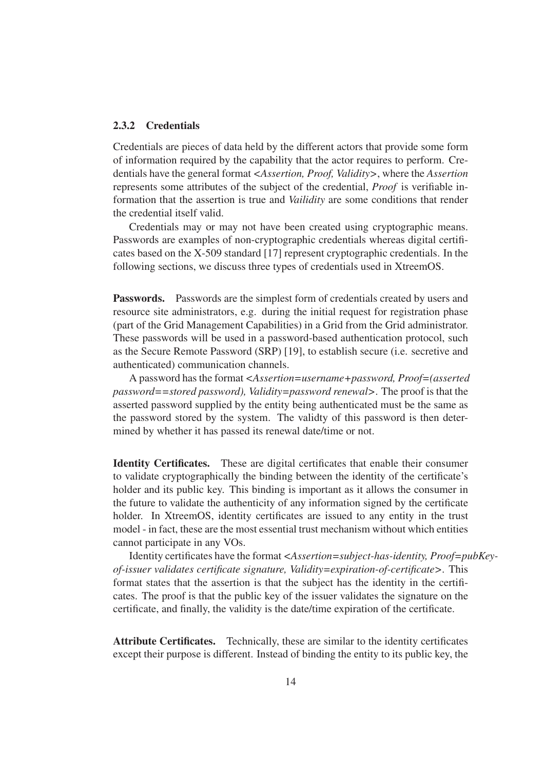### 2.3.2 Credentials

Credentials are pieces of data held by the different actors that provide some form of information required by the capability that the actor requires to perform. Credentials have the general format <*Assertion, Proof, Validity*>, where the *Assertion* represents some attributes of the subject of the credential, *Proof* is verifiable information that the assertion is true and *Vailidity* are some conditions that render the credential itself valid.

Credentials may or may not have been created using cryptographic means. Passwords are examples of non-cryptographic credentials whereas digital certificates based on the X-509 standard [17] represent cryptographic credentials. In the following sections, we discuss three types of credentials used in XtreemOS.

**Passwords.** Passwords are the simplest form of credentials created by users and resource site administrators, e.g. during the initial request for registration phase (part of the Grid Management Capabilities) in a Grid from the Grid administrator. These passwords will be used in a password-based authentication protocol, such as the Secure Remote Password (SRP) [19], to establish secure (i.e. secretive and authenticated) communication channels.

A password has the format <*Assertion=username+password, Proof=(asserted password==stored password), Validity=password renewal*>. The proof is that the asserted password supplied by the entity being authenticated must be the same as the password stored by the system. The validty of this password is then determined by whether it has passed its renewal date/time or not.

**Identity Certificates.** These are digital certificates that enable their consumer to validate cryptographically the binding between the identity of the certificate's holder and its public key. This binding is important as it allows the consumer in the future to validate the authenticity of any information signed by the certificate holder. In XtreemOS, identity certificates are issued to any entity in the trust model - in fact, these are the most essential trust mechanism without which entities cannot participate in any VOs.

Identity certificates have the format <*Assertion=subject-has-identity, Proof=pubKey-of-issuer validates certificate signature, Validity=expiration-of-certificate*>. This format states that the assertion is that the subject has the identity in the certificates. The proof is that the public key of the issuer validates the signature on the certificate, and finally, the validity is the date/time expiration of the certificate.

**Attribute Certificates.** Technically, these are similar to the identity certificates except their purpose is different. Instead of binding the entity to its public key, the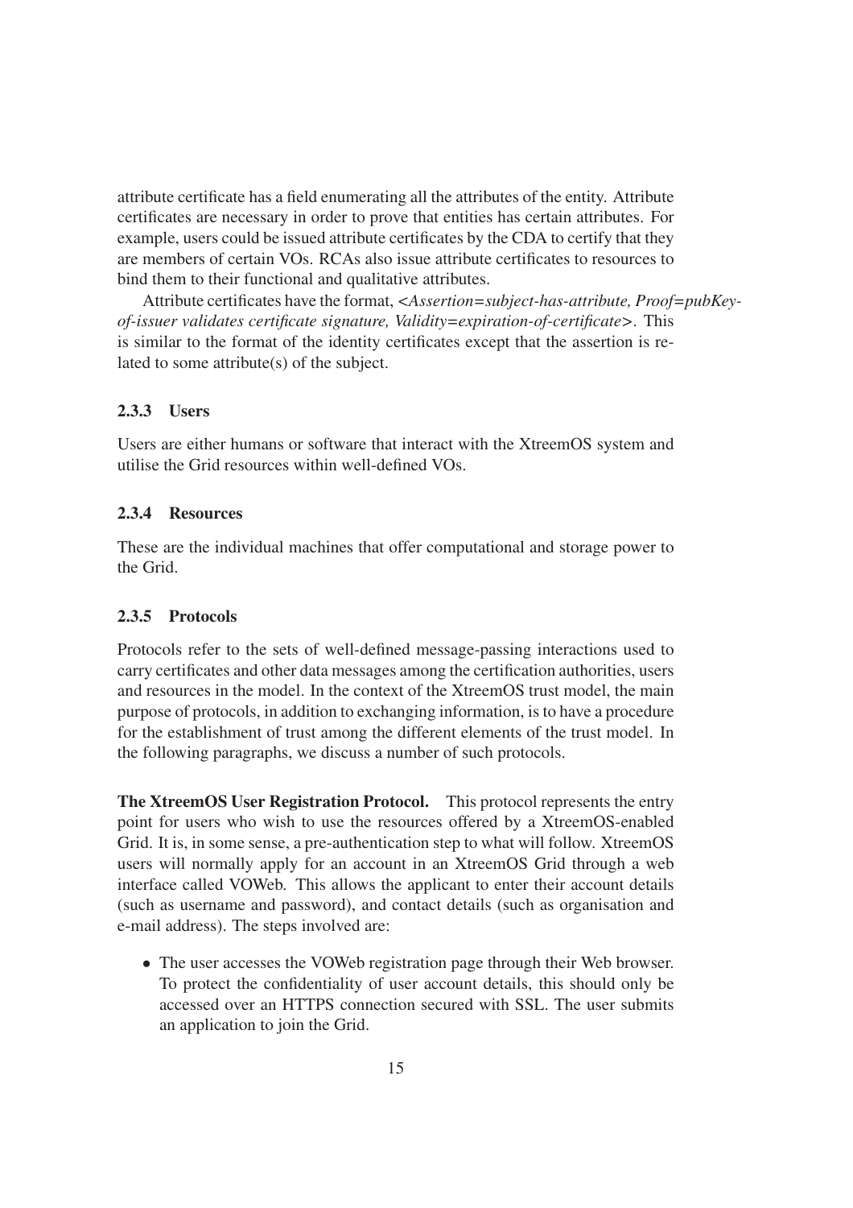attribute certificate has a field enumerating all the attributes of the entity. Attribute certificates are necessary in order to prove that entities has certain attributes. For example, users could be issued attribute certificates by the CDA to certify that they are members of certain VOs. RCAs also issue attribute certificates to resources to bind them to their functional and qualitative attributes.

Attribute certificates have the format, <*Assertion=subject-has-attribute, Proof=pubKey-of-issuer validates certificate signature, Validity=expiration-of-certificate*>. This is similar to the format of the identity certificates except that the assertion is related to some attribute(s) of the subject.

### 2.3.3 Users

Users are either humans or software that interact with the XtreemOS system and utilise the Grid resources within well-defined VOs.

### 2.3.4 Resources

These are the individual machines that offer computational and storage power to the Grid.

### 2.3.5 Protocols

Protocols refer to the sets of well-defined message-passing interactions used to carry certificates and other data messages among the certification authorities, users and resources in the model. In the context of the XtreemOS trust model, the main purpose of protocols, in addition to exchanging information, is to have a procedure for the establishment of trust among the different elements of the trust model. In the following paragraphs, we discuss a number of such protocols.

**The XtreemOS User Registration Protocol.** This protocol represents the entry point for users who wish to use the resources offered by a XtreemOS-enabled Grid. It is, in some sense, a pre-authentication step to what will follow. XtreemOS users will normally apply for an account in an XtreemOS Grid through a web interface called VOWeb. This allows the applicant to enter their account details (such as username and password), and contact details (such as organisation and e-mail address). The steps involved are:

- The user accesses the VOWeb registration page through their Web browser. To protect the confidentiality of user account details, this should only be accessed over an HTTPS connection secured with SSL. The user submits an application to join the Grid.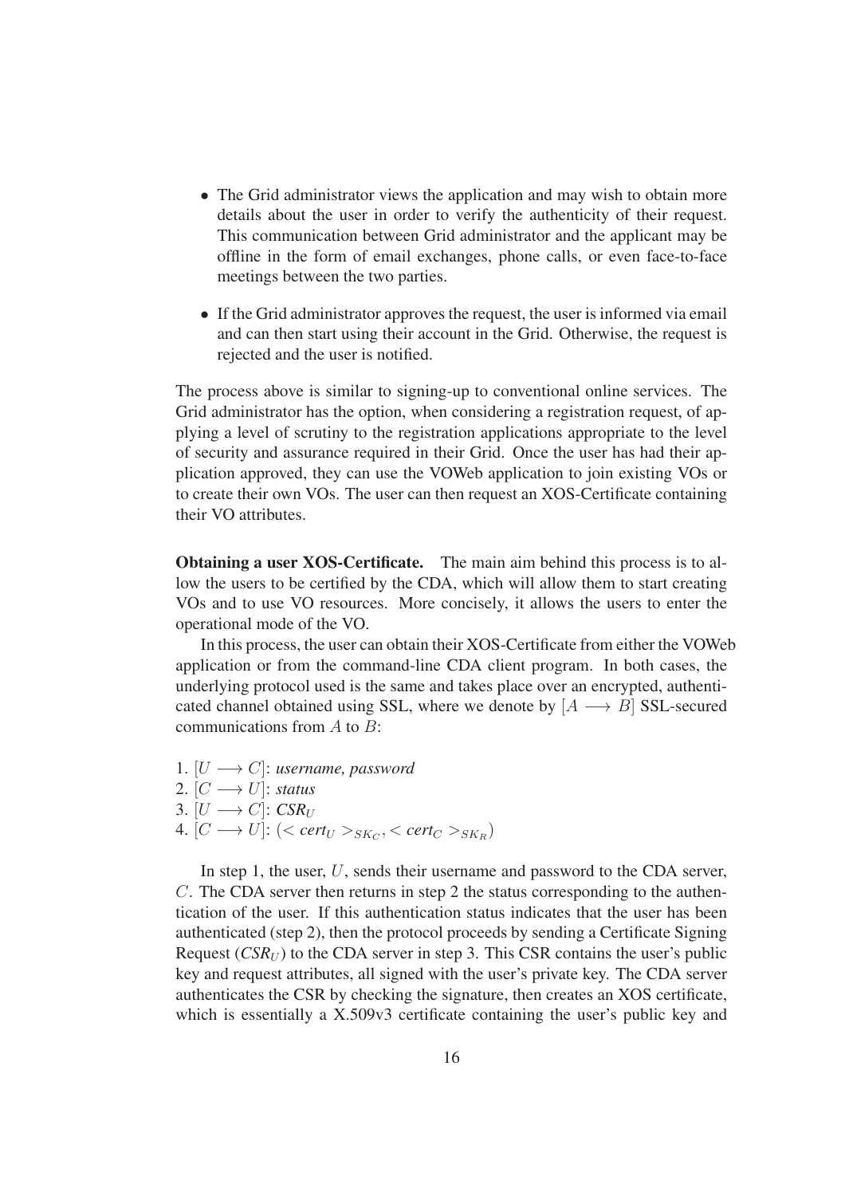- The Grid administrator views the application and may wish to obtain more details about the user in order to verify the authenticity of their request. This communication between Grid administrator and the applicant may be offline in the form of email exchanges, phone calls, or even face-to-face meetings between the two parties.
- If the Grid administrator approves the request, the user is informed via email and can then start using their account in the Grid. Otherwise, the request is rejected and the user is notified.

The process above is similar to signing-up to conventional online services. The Grid administrator has the option, when considering a registration request, of applying a level of scrutiny to the registration applications appropriate to the level of security and assurance required in their Grid. Once the user has had their application approved, they can use the VOWeb application to join existing VOs or to create their own VOs. The user can then request an XOS-Certificate containing their VO attributes.

**Obtaining a user XOS-Certificate.** The main aim behind this process is to allow the users to be certified by the CDA, which will allow them to start creating VOs and to use VO resources. More concisely, it allows the users to enter the operational mode of the VO.

In this process, the user can obtain their XOS-Certificate from either the VOWeb application or from the command-line CDA client program. In both cases, the underlying protocol used is the same and takes place over an encrypted, authenticated channel obtained using SSL, where we denote by $[A \longrightarrow B]$ SSL-secured communications from $A$ to $B$:

1. $[U \longrightarrow C]$: *username, password*
2. $[C \longrightarrow U]$: *status*
3. $[U \longrightarrow C]$: $CSR_U$
4. $[C \longrightarrow U]$: $(< cert_U >_{SK_C}, < cert_C >_{SK_R})$

In step 1, the user, $U$, sends their username and password to the CDA server, $C$. The CDA server then returns in step 2 the status corresponding to the authentication of the user. If this authentication status indicates that the user has been authenticated (step 2), then the protocol proceeds by sending a Certificate Signing Request ($CSR_U$) to the CDA server in step 3. This CSR contains the user's public key and request attributes, all signed with the user's private key. The CDA server authenticates the CSR by checking the signature, then creates an XOS certificate, which is essentially a X.509v3 certificate containing the user's public key and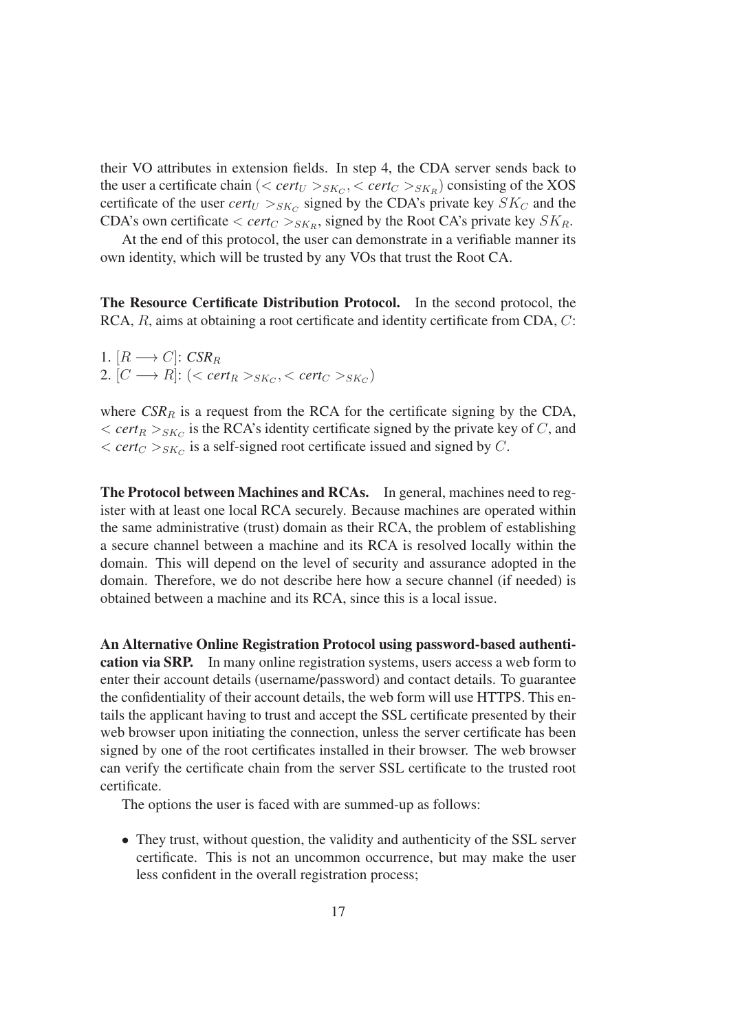their VO attributes in extension fields. In step 4, the CDA server sends back to the user a certificate chain $(< \textit{cert}_U >_{SK_C}, < \textit{cert}_C >_{SK_R})$ consisting of the XOS certificate of the user $\textit{cert}_U >_{SK_C}$ signed by the CDA's private key $SK_C$ and the CDA's own certificate $< \textit{cert}_C >_{SK_R}$, signed by the Root CA's private key $SK_R$.

At the end of this protocol, the user can demonstrate in a verifiable manner its own identity, which will be trusted by any VOs that trust the Root CA.

**The Resource Certificate Distribution Protocol.** In the second protocol, the RCA, $R$, aims at obtaining a root certificate and identity certificate from CDA, $C$:

1. $[R \longrightarrow C]$: $\textit{CSR}_R$
2. $[C \longrightarrow R]$: $(< \textit{cert}_R >_{SK_C}, < \textit{cert}_C >_{SK_C})$

where $\textit{CSR}_R$ is a request from the RCA for the certificate signing by the CDA, $< \textit{cert}_R >_{SK_C}$ is the RCA's identity certificate signed by the private key of $C$, and $< \textit{cert}_C >_{SK_C}$ is a self-signed root certificate issued and signed by $C$.

**The Protocol between Machines and RCAs.** In general, machines need to register with at least one local RCA securely. Because machines are operated within the same administrative (trust) domain as their RCA, the problem of establishing a secure channel between a machine and its RCA is resolved locally within the domain. This will depend on the level of security and assurance adopted in the domain. Therefore, we do not describe here how a secure channel (if needed) is obtained between a machine and its RCA, since this is a local issue.

**An Alternative Online Registration Protocol using password-based authentication via SRP.** In many online registration systems, users access a web form to enter their account details (username/password) and contact details. To guarantee the confidentiality of their account details, the web form will use HTTPS. This entails the applicant having to trust and accept the SSL certificate presented by their web browser upon initiating the connection, unless the server certificate has been signed by one of the root certificates installed in their browser. The web browser can verify the certificate chain from the server SSL certificate to the trusted root certificate.

The options the user is faced with are summed-up as follows:

- They trust, without question, the validity and authenticity of the SSL server certificate. This is not an uncommon occurrence, but may make the user less confident in the overall registration process;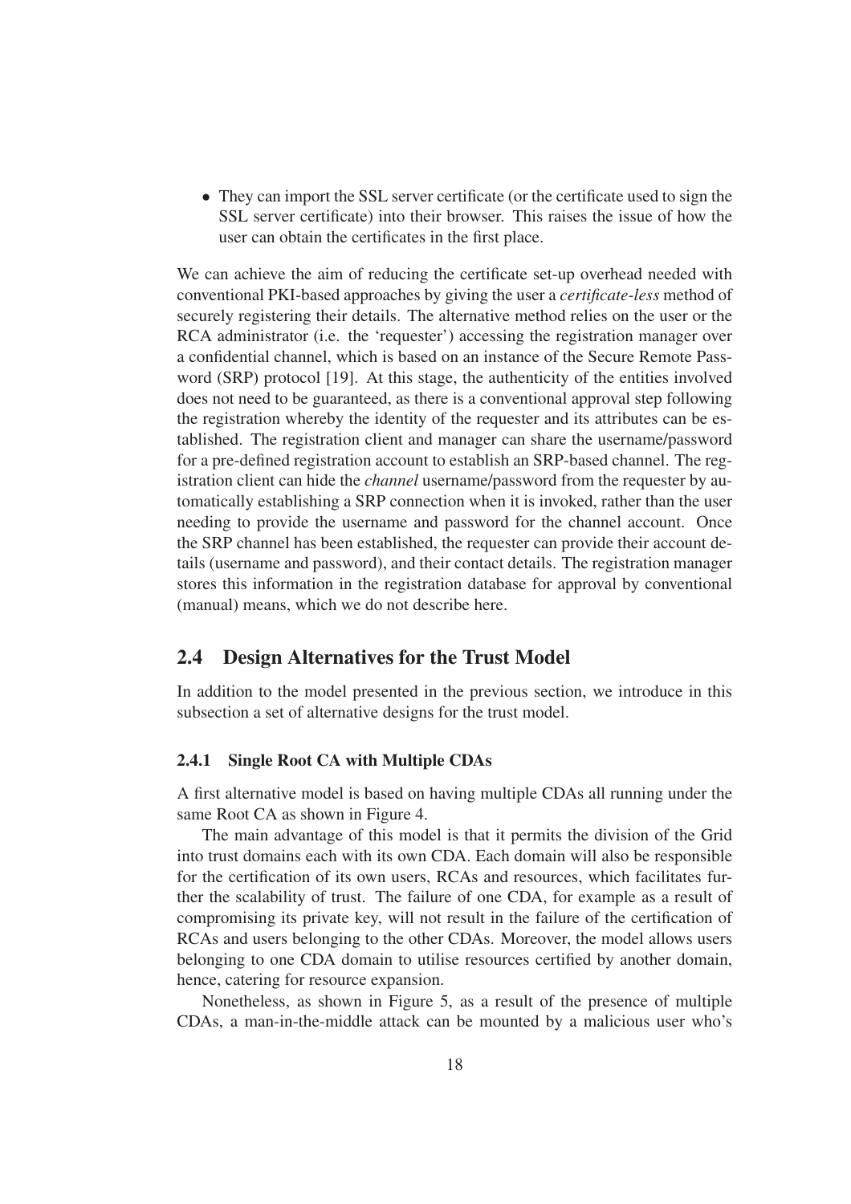- They can import the SSL server certificate (or the certificate used to sign the SSL server certificate) into their browser. This raises the issue of how the user can obtain the certificates in the first place.

We can achieve the aim of reducing the certificate set-up overhead needed with conventional PKI-based approaches by giving the user a *certificate-less* method of securely registering their details. The alternative method relies on the user or the RCA administrator (i.e. the 'requester') accessing the registration manager over a confidential channel, which is based on an instance of the Secure Remote Password (SRP) protocol [19]. At this stage, the authenticity of the entities involved does not need to be guaranteed, as there is a conventional approval step following the registration whereby the identity of the requester and its attributes can be established. The registration client and manager can share the username/password for a pre-defined registration account to establish an SRP-based channel. The registration client can hide the *channel* username/password from the requester by automatically establishing a SRP connection when it is invoked, rather than the user needing to provide the username and password for the channel account. Once the SRP channel has been established, the requester can provide their account details (username and password), and their contact details. The registration manager stores this information in the registration database for approval by conventional (manual) means, which we do not describe here.

## 2.4 Design Alternatives for the Trust Model

In addition to the model presented in the previous section, we introduce in this subsection a set of alternative designs for the trust model.

### 2.4.1 Single Root CA with Multiple CDAs

A first alternative model is based on having multiple CDAs all running under the same Root CA as shown in Figure 4.

The main advantage of this model is that it permits the division of the Grid into trust domains each with its own CDA. Each domain will also be responsible for the certification of its own users, RCAs and resources, which facilitates further the scalability of trust. The failure of one CDA, for example as a result of compromising its private key, will not result in the failure of the certification of RCAs and users belonging to the other CDAs. Moreover, the model allows users belonging to one CDA domain to utilise resources certified by another domain, hence, catering for resource expansion.

Nonetheless, as shown in Figure 5, as a result of the presence of multiple CDAs, a man-in-the-middle attack can be mounted by a malicious user who's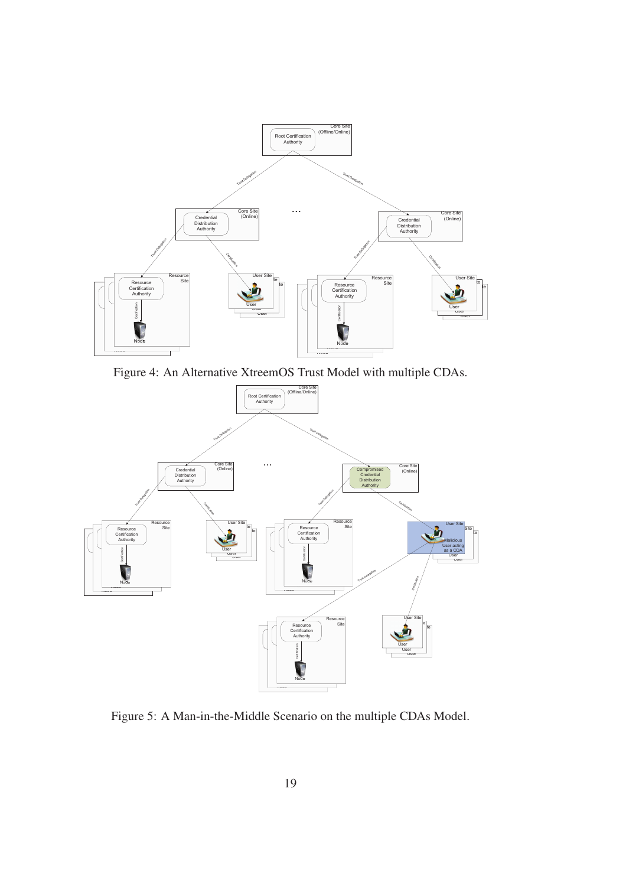Figure 4: An Alternative XtreemOS Trust Model with multiple CDAs.

Figure 5: A Man-in-the-Middle Scenario on the multiple CDAs Model.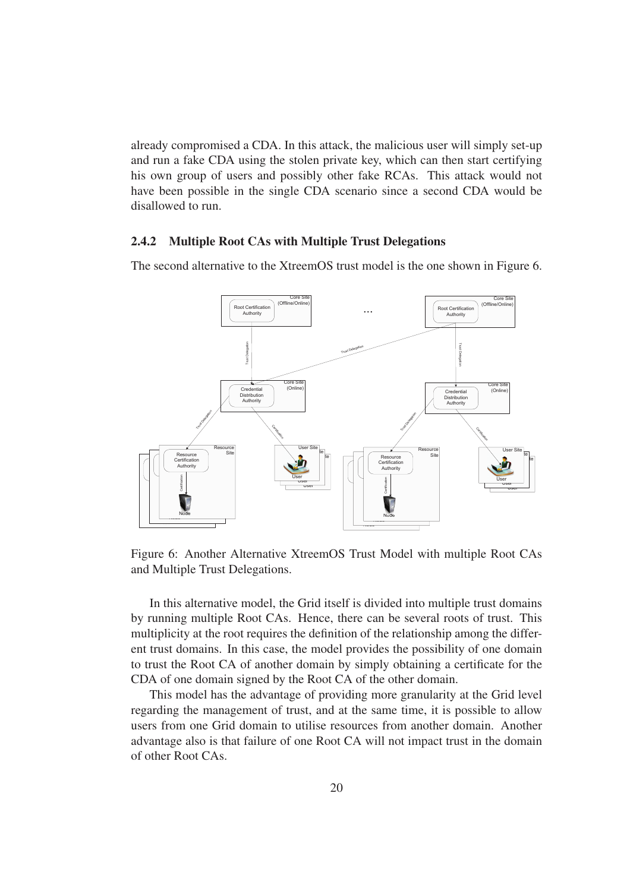already compromised a CDA. In this attack, the malicious user will simply set-up and run a fake CDA using the stolen private key, which can then start certifying his own group of users and possibly other fake RCAs. This attack would not have been possible in the single CDA scenario since a second CDA would be disallowed to run.

### 2.4.2 Multiple Root CAs with Multiple Trust Delegations

The second alternative to the XtreemOS trust model is the one shown in Figure 6.

Figure 6: Another Alternative XtreemOS Trust Model with multiple Root CAs and Multiple Trust Delegations.

In this alternative model, the Grid itself is divided into multiple trust domains by running multiple Root CAs. Hence, there can be several roots of trust. This multiplicity at the root requires the definition of the relationship among the different trust domains. In this case, the model provides the possibility of one domain to trust the Root CA of another domain by simply obtaining a certificate for the CDA of one domain signed by the Root CA of the other domain.

This model has the advantage of providing more granularity at the Grid level regarding the management of trust, and at the same time, it is possible to allow users from one Grid domain to utilise resources from another domain. Another advantage also is that failure of one Root CA will not impact trust in the domain of other Root CAs.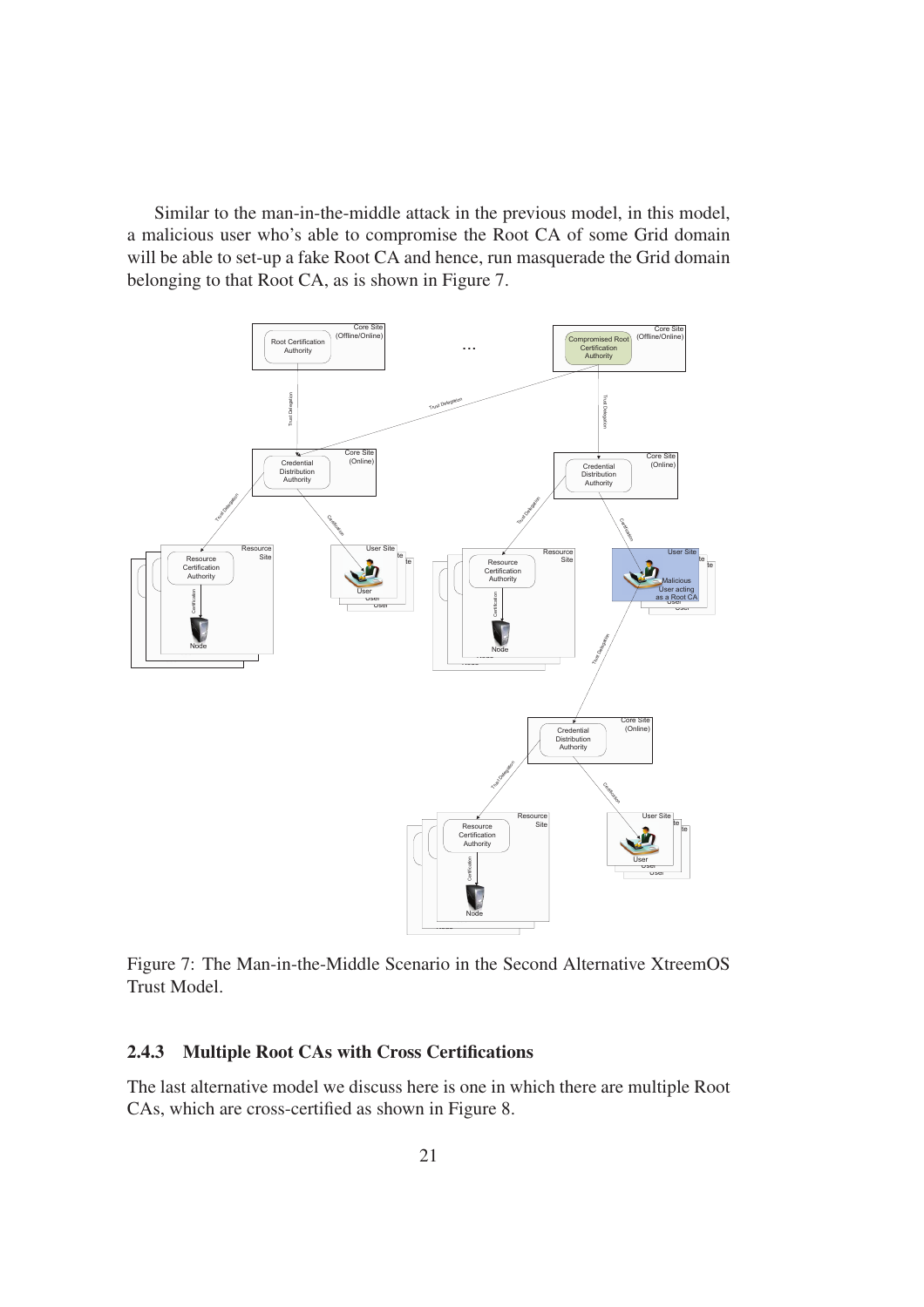Similar to the man-in-the-middle attack in the previous model, in this model, a malicious user who's able to compromise the Root CA of some Grid domain will be able to set-up a fake Root CA and hence, run masquerade the Grid domain belonging to that Root CA, as is shown in Figure 7.

Figure 7: The Man-in-the-Middle Scenario in the Second Alternative XtreemOS Trust Model.

### 2.4.3 Multiple Root CAs with Cross Certifications

The last alternative model we discuss here is one in which there are multiple Root CAs, which are cross-certified as shown in Figure 8.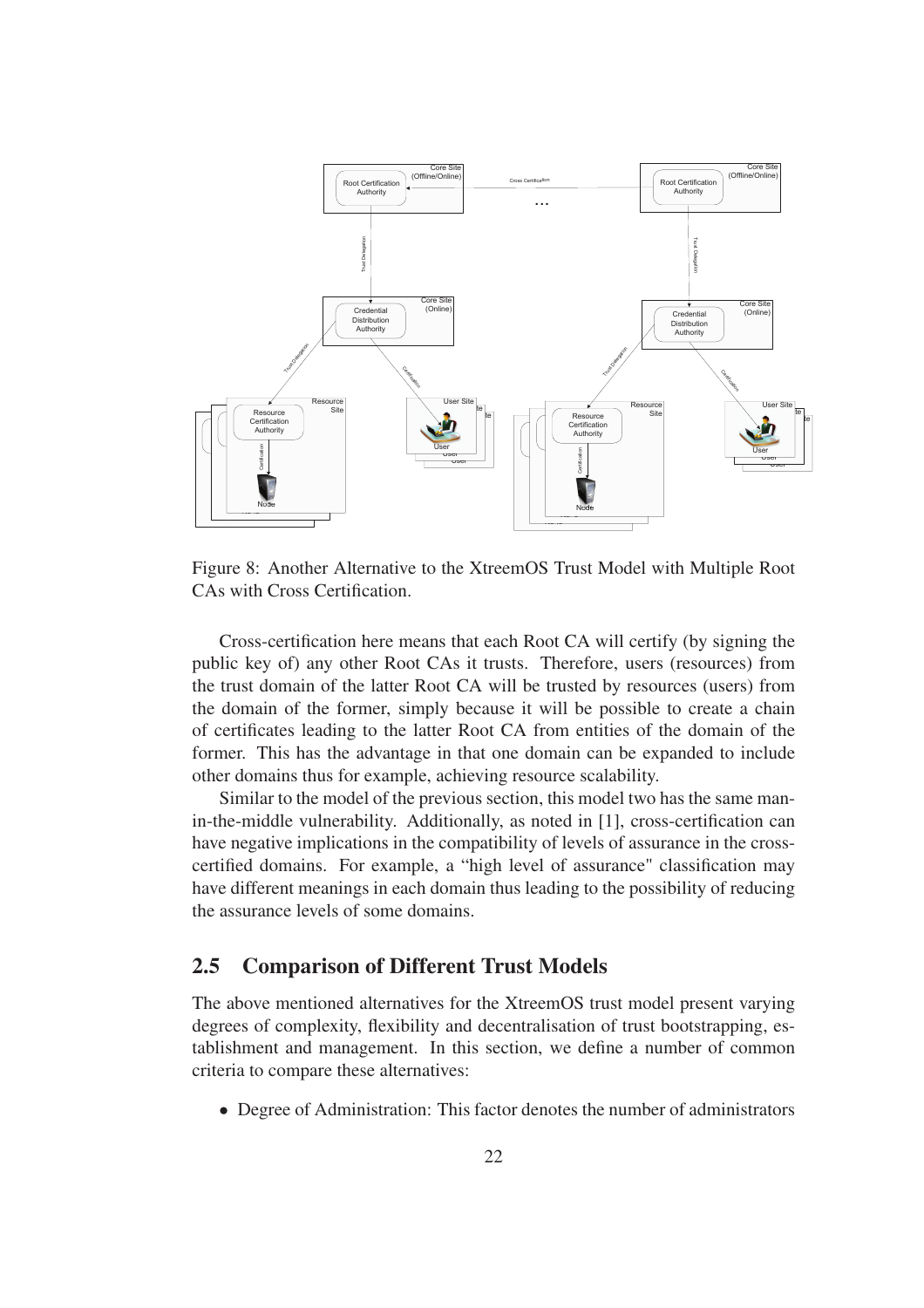Figure 8: Another Alternative to the XtreemOS Trust Model with Multiple Root CAs with Cross Certification.

Cross-certification here means that each Root CA will certify (by signing the public key of) any other Root CAs it trusts. Therefore, users (resources) from the trust domain of the latter Root CA will be trusted by resources (users) from the domain of the former, simply because it will be possible to create a chain of certificates leading to the latter Root CA from entities of the domain of the former. This has the advantage in that one domain can be expanded to include other domains thus for example, achieving resource scalability.

Similar to the model of the previous section, this model two has the same man-in-the-middle vulnerability. Additionally, as noted in [1], cross-certification can have negative implications in the compatibility of levels of assurance in the cross-certified domains. For example, a "high level of assurance" classification may have different meanings in each domain thus leading to the possibility of reducing the assurance levels of some domains.

## 2.5 Comparison of Different Trust Models

The above mentioned alternatives for the XtreemOS trust model present varying degrees of complexity, flexibility and decentralisation of trust bootstrapping, establishment and management. In this section, we define a number of common criteria to compare these alternatives:

- Degree of Administration: This factor denotes the number of administrators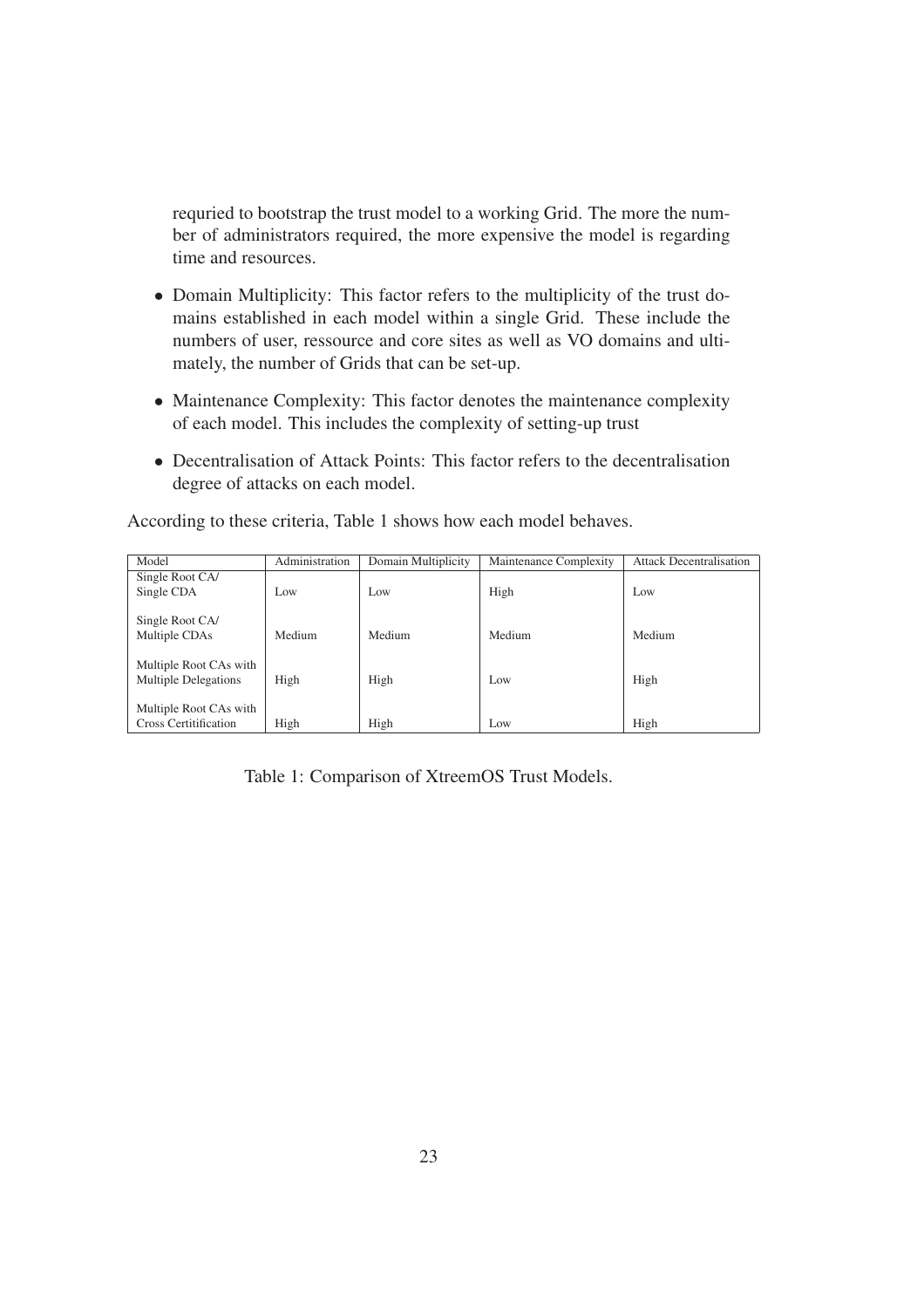requried to bootstrap the trust model to a working Grid. The more the number of administrators required, the more expensive the model is regarding time and resources.

- Domain Multiplicity: This factor refers to the multiplicity of the trust domains established in each model within a single Grid. These include the numbers of user, ressource and core sites as well as VO domains and ultimately, the number of Grids that can be set-up.
- Maintenance Complexity: This factor denotes the maintenance complexity of each model. This includes the complexity of setting-up trust
- Decentralisation of Attack Points: This factor refers to the decentralisation degree of attacks on each model.

According to these criteria, Table 1 shows how each model behaves.

| Model | Administration | Domain Multiplicity | Maintenance Complexity | Attack Decentralisation |
|---|---|---|---|---|
| Single Root CA/ Single CDA | Low | Low | High | Low |
| Single Root CA/ Multiple CDAs | Medium | Medium | Medium | Medium |
| Multiple Root CAs with Multiple Delegations | High | High | Low | High |
| Multiple Root CAs with Cross Certitification | High | High | Low | High |

Table 1: Comparison of XtreemOS Trust Models.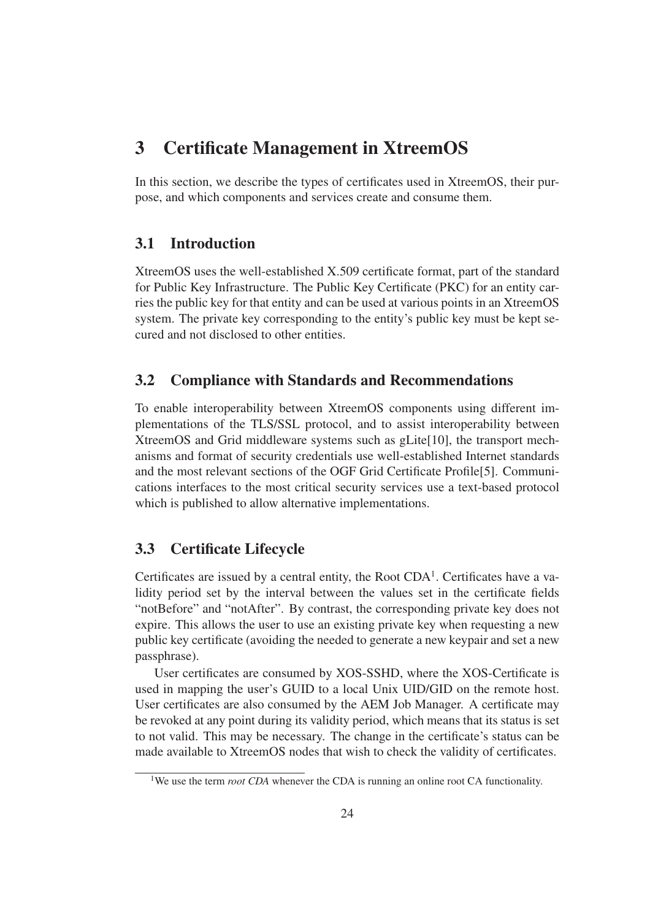# 3 Certificate Management in XtreemOS

In this section, we describe the types of certificates used in XtreemOS, their purpose, and which components and services create and consume them.

## 3.1 Introduction

XtreemOS uses the well-established X.509 certificate format, part of the standard for Public Key Infrastructure. The Public Key Certificate (PKC) for an entity carries the public key for that entity and can be used at various points in an XtreemOS system. The private key corresponding to the entity's public key must be kept secured and not disclosed to other entities.

## 3.2 Compliance with Standards and Recommendations

To enable interoperability between XtreemOS components using different implementations of the TLS/SSL protocol, and to assist interoperability between XtreemOS and Grid middleware systems such as gLite[10], the transport mechanisms and format of security credentials use well-established Internet standards and the most relevant sections of the OGF Grid Certificate Profile[5]. Communications interfaces to the most critical security services use a text-based protocol which is published to allow alternative implementations.

## 3.3 Certificate Lifecycle

Certificates are issued by a central entity, the Root CDA[1]. Certificates have a validity period set by the interval between the values set in the certificate fields "notBefore" and "notAfter". By contrast, the corresponding private key does not expire. This allows the user to use an existing private key when requesting a new public key certificate (avoiding the needed to generate a new keypair and set a new passphrase).

User certificates are consumed by XOS-SSHD, where the XOS-Certificate is used in mapping the user's GUID to a local Unix UID/GID on the remote host. User certificates are also consumed by the AEM Job Manager. A certificate may be revoked at any point during its validity period, which means that its status is set to not valid. This may be necessary. The change in the certificate's status can be made available to XtreemOS nodes that wish to check the validity of certificates.

[1] We use the term *root CDA* whenever the CDA is running an online root CA functionality.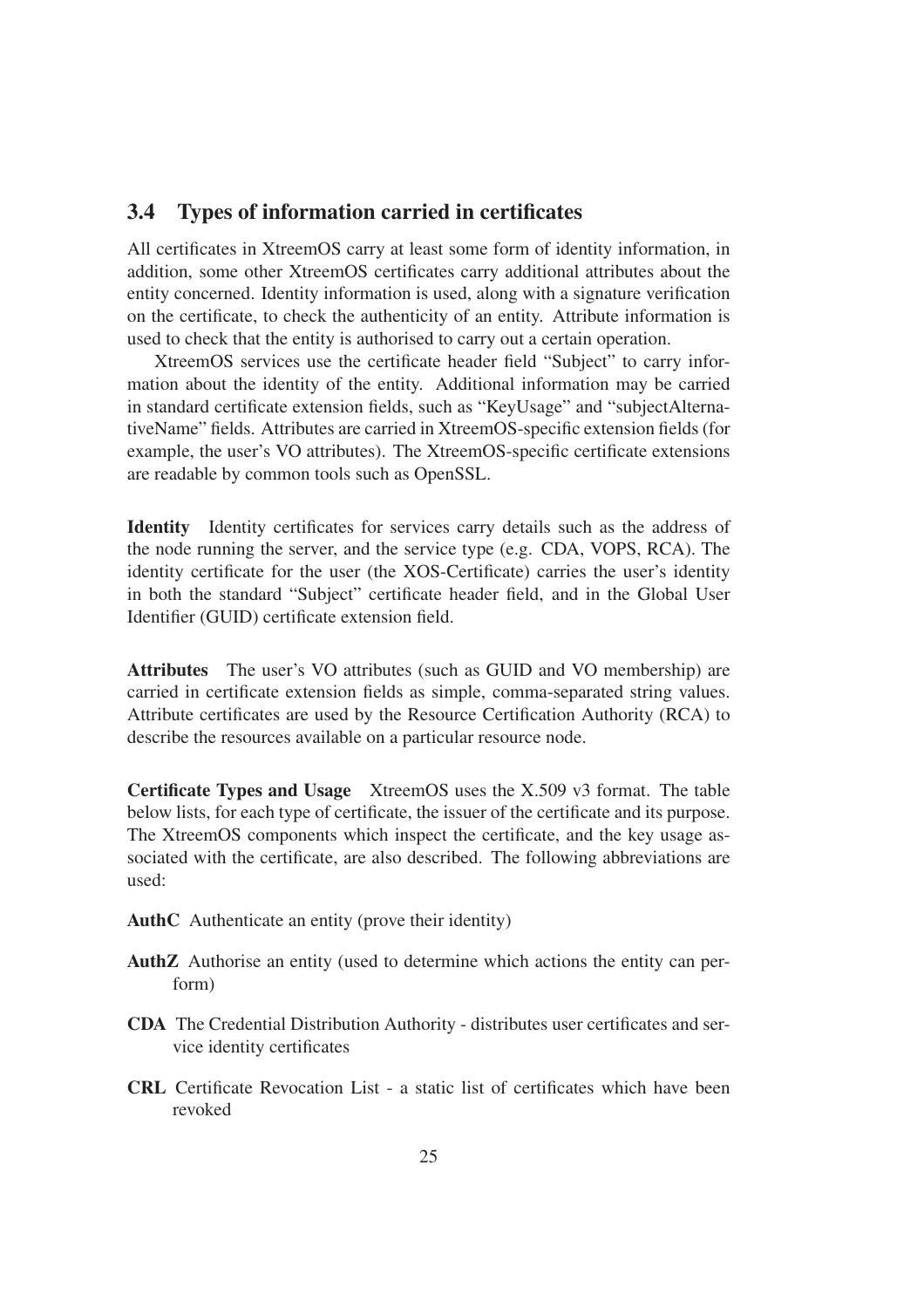## 3.4 Types of information carried in certificates

All certificates in XtreemOS carry at least some form of identity information, in addition, some other XtreemOS certificates carry additional attributes about the entity concerned. Identity information is used, along with a signature verification on the certificate, to check the authenticity of an entity. Attribute information is used to check that the entity is authorised to carry out a certain operation.

XtreemOS services use the certificate header field "Subject" to carry information about the identity of the entity. Additional information may be carried in standard certificate extension fields, such as "KeyUsage" and "subjectAlternativeName" fields. Attributes are carried in XtreemOS-specific extension fields (for example, the user's VO attributes). The XtreemOS-specific certificate extensions are readable by common tools such as OpenSSL.

**Identity** Identity certificates for services carry details such as the address of the node running the server, and the service type (e.g. CDA, VOPS, RCA). The identity certificate for the user (the XOS-Certificate) carries the user's identity in both the standard "Subject" certificate header field, and in the Global User Identifier (GUID) certificate extension field.

**Attributes** The user's VO attributes (such as GUID and VO membership) are carried in certificate extension fields as simple, comma-separated string values. Attribute certificates are used by the Resource Certification Authority (RCA) to describe the resources available on a particular resource node.

**Certificate Types and Usage** XtreemOS uses the X.509 v3 format. The table below lists, for each type of certificate, the issuer of the certificate and its purpose. The XtreemOS components which inspect the certificate, and the key usage associated with the certificate, are also described. The following abbreviations are used:

**AuthC** Authenticate an entity (prove their identity)

**AuthZ** Authorise an entity (used to determine which actions the entity can perform)

**CDA** The Credential Distribution Authority - distributes user certificates and service identity certificates

**CRL** Certificate Revocation List - a static list of certificates which have been revoked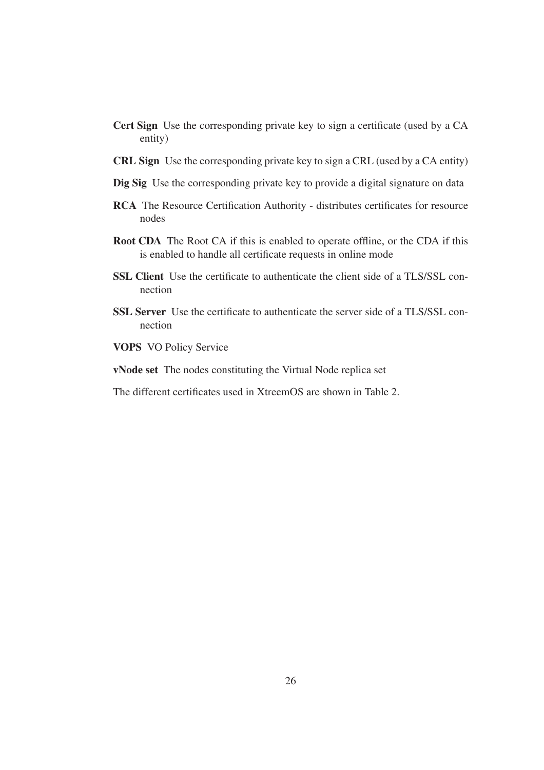**Cert Sign** Use the corresponding private key to sign a certificate (used by a CA entity)

**CRL Sign** Use the corresponding private key to sign a CRL (used by a CA entity)

**Dig Sig** Use the corresponding private key to provide a digital signature on data

**RCA** The Resource Certification Authority - distributes certificates for resource nodes

**Root CDA** The Root CA if this is enabled to operate offline, or the CDA if this is enabled to handle all certificate requests in online mode

**SSL Client** Use the certificate to authenticate the client side of a TLS/SSL connection

**SSL Server** Use the certificate to authenticate the server side of a TLS/SSL connection

**VOPS** VO Policy Service

**vNode set** The nodes constituting the Virtual Node replica set

The different certificates used in XtreemOS are shown in Table 2.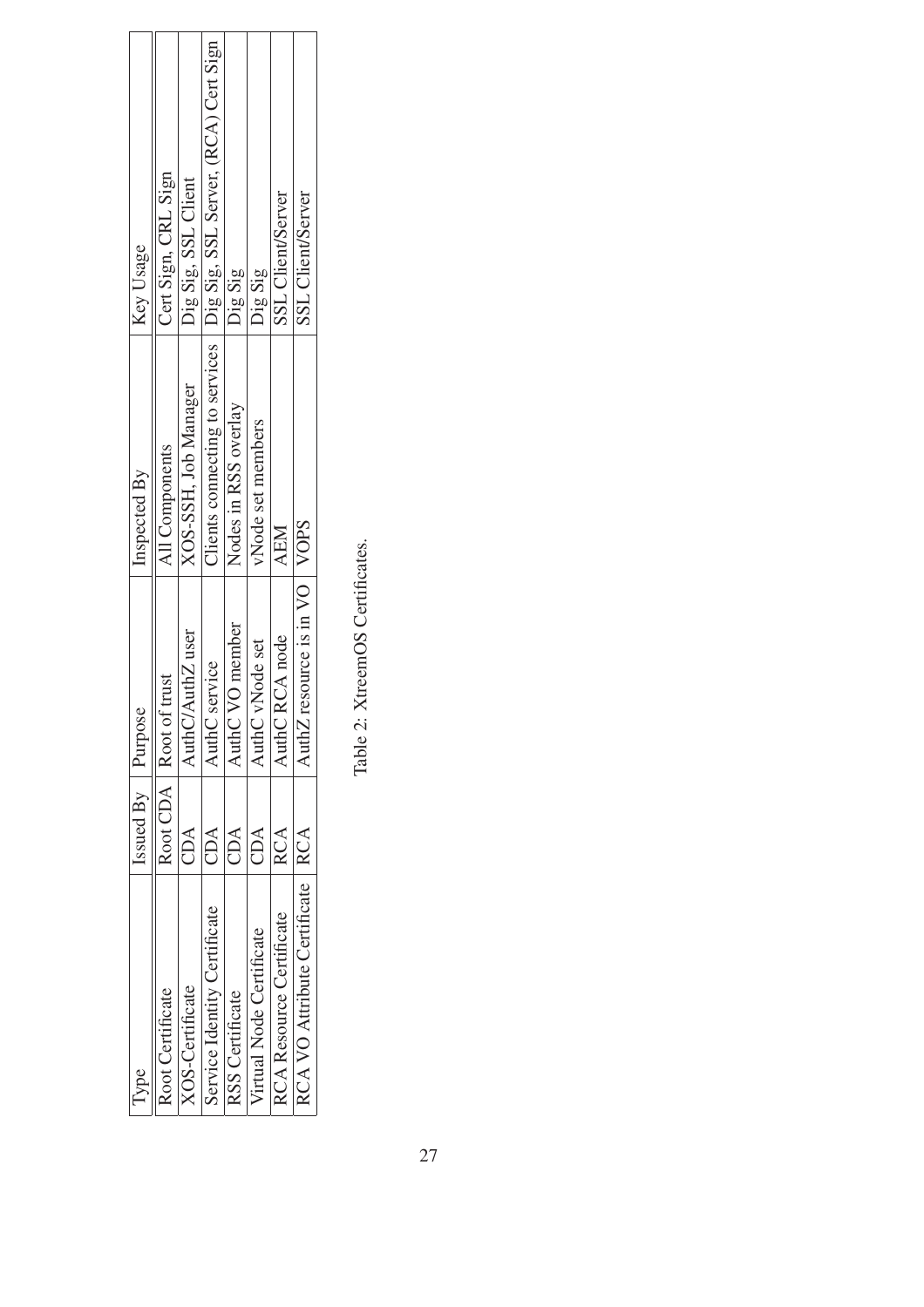| Type | Issued By | Purpose | Inspected By | Key Usage |
|---|---|---|---|---|
| Root Certificate | Root CDA | Root of trust | All Components | Cert Sign, CRL Sign |
| XOS-Certificate | CDA | AuthC/AuthZ user | XOS-SSH, Job Manager | Dig Sig, SSL Client |
| Service Identity Certificate | CDA | AuthC service | Clients connecting to services | Dig Sig, SSL Server, (RCA) Cert Sign |
| RSS Certificate | CDA | AuthC VO member | Nodes in RSS overlay | Dig Sig |
| Virtual Node Certificate | CDA | AuthC vNode set | vNode set members | Dig Sig |
| RCA Resource Certificate | RCA | AuthC RCA node | AEM | SSL Client/Server |
| RCA VO Attribute Certificate | RCA | AuthZ resource is in VO | VOPS | SSL Client/Server |

Table 2: XtreemOS Certificates.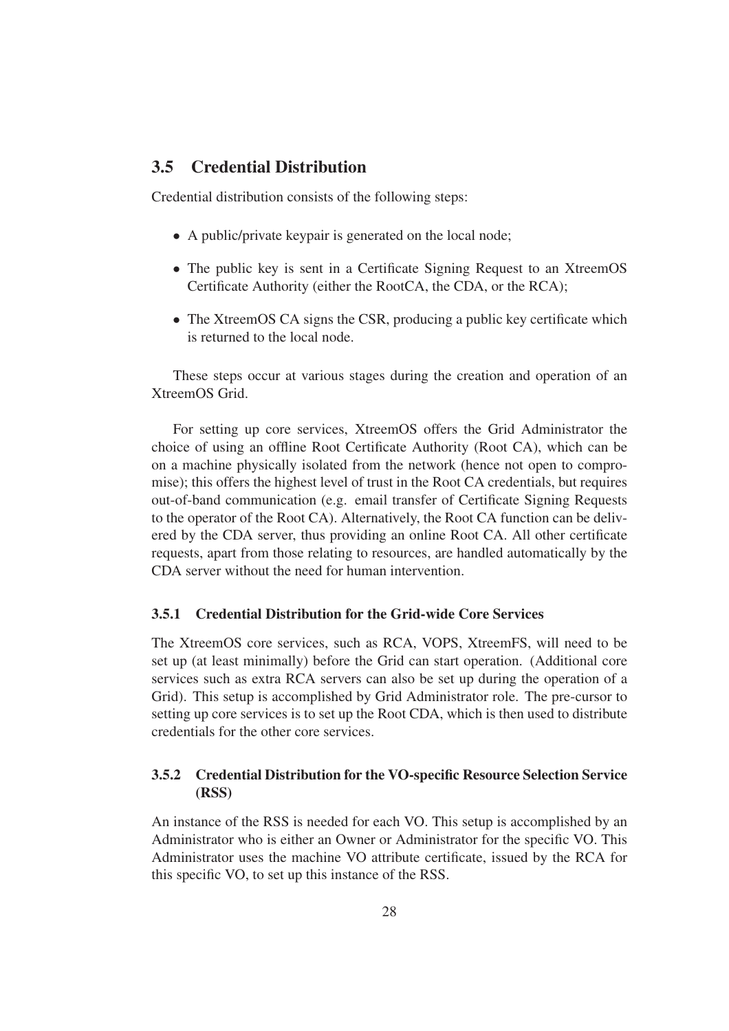## 3.5 Credential Distribution

Credential distribution consists of the following steps:

- A public/private keypair is generated on the local node;
- The public key is sent in a Certificate Signing Request to an XtreemOS Certificate Authority (either the RootCA, the CDA, or the RCA);
- The XtreemOS CA signs the CSR, producing a public key certificate which is returned to the local node.

These steps occur at various stages during the creation and operation of an XtreemOS Grid.

For setting up core services, XtreemOS offers the Grid Administrator the choice of using an offline Root Certificate Authority (Root CA), which can be on a machine physically isolated from the network (hence not open to compromise); this offers the highest level of trust in the Root CA credentials, but requires out-of-band communication (e.g. email transfer of Certificate Signing Requests to the operator of the Root CA). Alternatively, the Root CA function can be delivered by the CDA server, thus providing an online Root CA. All other certificate requests, apart from those relating to resources, are handled automatically by the CDA server without the need for human intervention.

### 3.5.1 Credential Distribution for the Grid-wide Core Services

The XtreemOS core services, such as RCA, VOPS, XtreemFS, will need to be set up (at least minimally) before the Grid can start operation. (Additional core services such as extra RCA servers can also be set up during the operation of a Grid). This setup is accomplished by Grid Administrator role. The pre-cursor to setting up core services is to set up the Root CDA, which is then used to distribute credentials for the other core services.

### 3.5.2 Credential Distribution for the VO-specific Resource Selection Service (RSS)

An instance of the RSS is needed for each VO. This setup is accomplished by an Administrator who is either an Owner or Administrator for the specific VO. This Administrator uses the machine VO attribute certificate, issued by the RCA for this specific VO, to set up this instance of the RSS.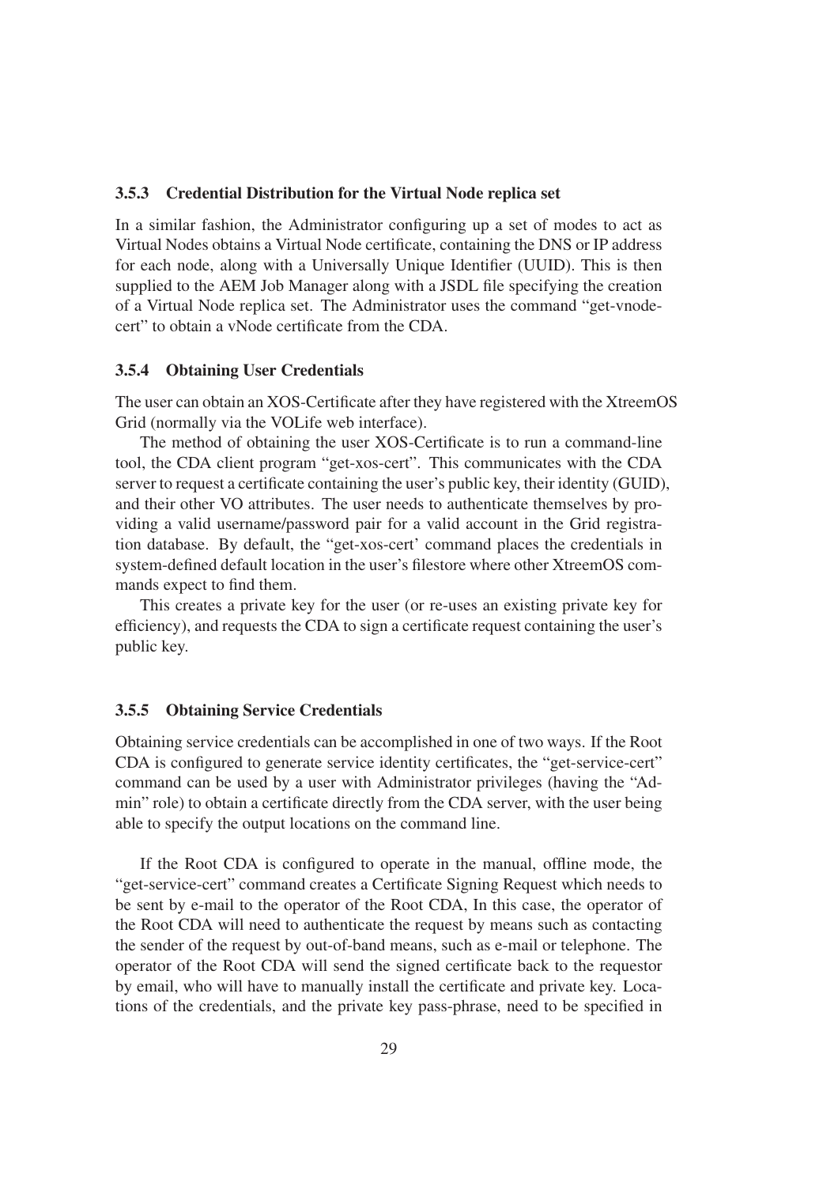### 3.5.3 Credential Distribution for the Virtual Node replica set

In a similar fashion, the Administrator configuring up a set of modes to act as Virtual Nodes obtains a Virtual Node certificate, containing the DNS or IP address for each node, along with a Universally Unique Identifier (UUID). This is then supplied to the AEM Job Manager along with a JSDL file specifying the creation of a Virtual Node replica set. The Administrator uses the command "get-vnode-cert" to obtain a vNode certificate from the CDA.

### 3.5.4 Obtaining User Credentials

The user can obtain an XOS-Certificate after they have registered with the XtreemOS Grid (normally via the VOLife web interface).

The method of obtaining the user XOS-Certificate is to run a command-line tool, the CDA client program "get-xos-cert". This communicates with the CDA server to request a certificate containing the user's public key, their identity (GUID), and their other VO attributes. The user needs to authenticate themselves by providing a valid username/password pair for a valid account in the Grid registration database. By default, the "get-xos-cert' command places the credentials in system-defined default location in the user's filestore where other XtreemOS commands expect to find them.

This creates a private key for the user (or re-uses an existing private key for efficiency), and requests the CDA to sign a certificate request containing the user's public key.

### 3.5.5 Obtaining Service Credentials

Obtaining service credentials can be accomplished in one of two ways. If the Root CDA is configured to generate service identity certificates, the "get-service-cert" command can be used by a user with Administrator privileges (having the "Admin" role) to obtain a certificate directly from the CDA server, with the user being able to specify the output locations on the command line.

If the Root CDA is configured to operate in the manual, offline mode, the "get-service-cert" command creates a Certificate Signing Request which needs to be sent by e-mail to the operator of the Root CDA, In this case, the operator of the Root CDA will need to authenticate the request by means such as contacting the sender of the request by out-of-band means, such as e-mail or telephone. The operator of the Root CDA will send the signed certificate back to the requestor by email, who will have to manually install the certificate and private key. Locations of the credentials, and the private key pass-phrase, need to be specified in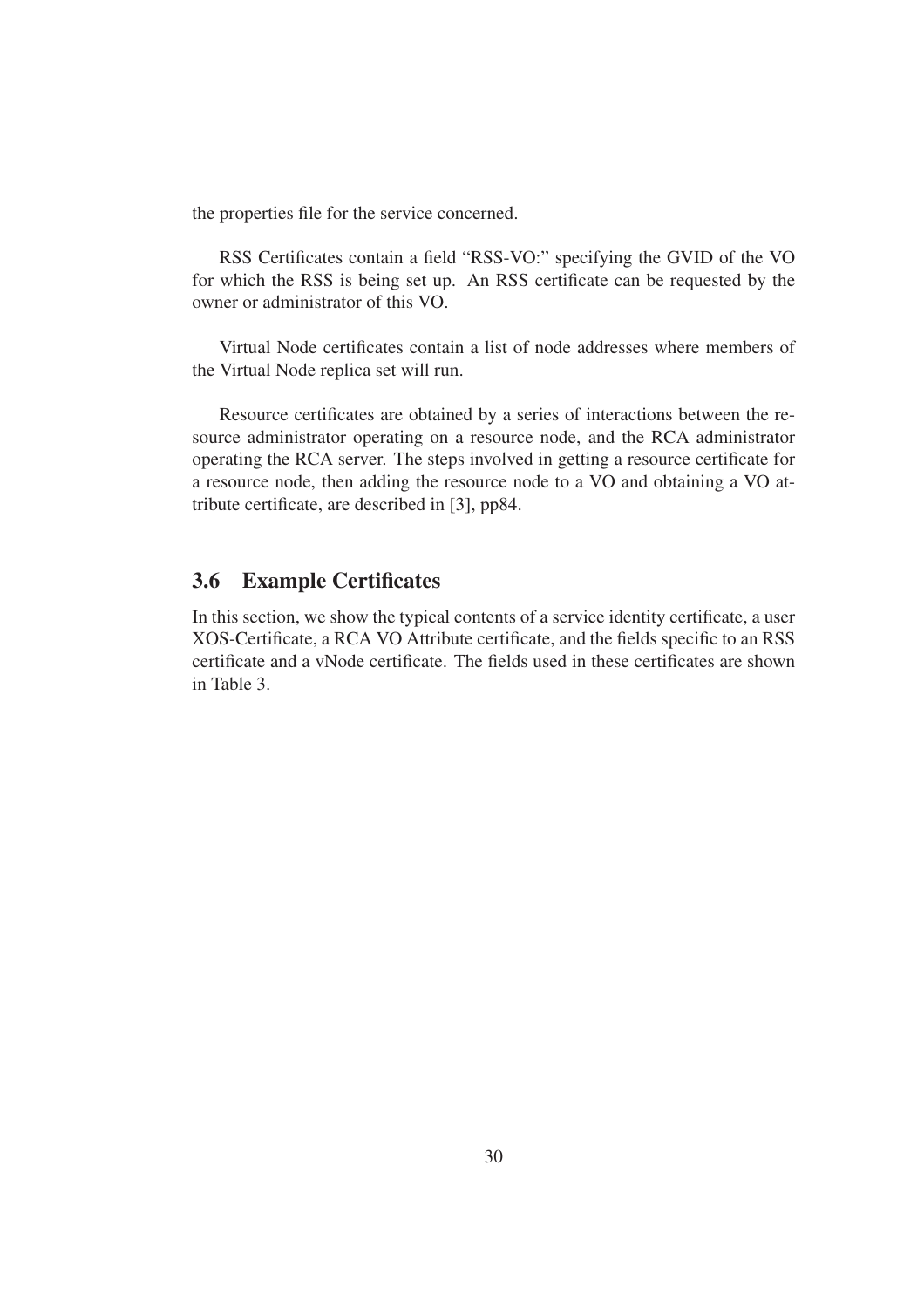the properties file for the service concerned.

RSS Certificates contain a field "RSS-VO:" specifying the GVID of the VO for which the RSS is being set up. An RSS certificate can be requested by the owner or administrator of this VO.

Virtual Node certificates contain a list of node addresses where members of the Virtual Node replica set will run.

Resource certificates are obtained by a series of interactions between the resource administrator operating on a resource node, and the RCA administrator operating the RCA server. The steps involved in getting a resource certificate for a resource node, then adding the resource node to a VO and obtaining a VO attribute certificate, are described in [3], pp84.

## 3.6 Example Certificates

In this section, we show the typical contents of a service identity certificate, a user XOS-Certificate, a RCA VO Attribute certificate, and the fields specific to an RSS certificate and a vNode certificate. The fields used in these certificates are shown in Table 3.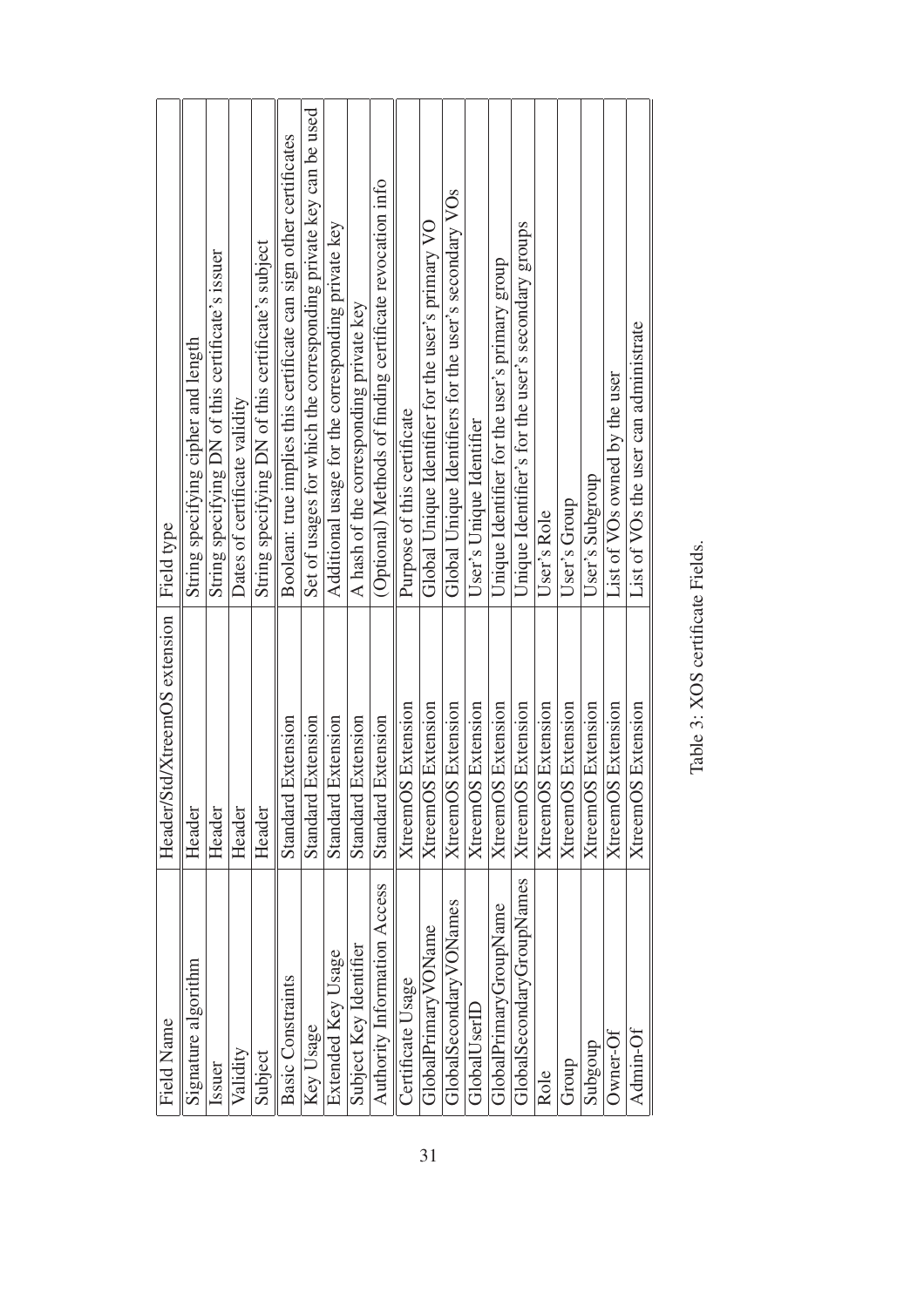| Field Name | Header/Std/XtreemOS extension | Field type |
|---|---|---|
| Signature algorithm | Header | String specifying cipher and length |
| Issuer | Header | String specifying DN of this certificate's issuer |
| Validity | Header | Dates of certificate validity |
| Subject | Header | String specifying DN of this certificate's subject |
| Basic Constraints | Standard Extension | Boolean: true implies this certificate can sign other certificates |
| Key Usage | Standard Extension | Set of usages for which the corresponding private key can be used |
| Extended Key Usage | Standard Extension | Additional usage for the corresponding private key |
| Subject Key Identifier | Standard Extension | A hash of the corresponding private key |
| Authority Information Access | Standard Extension | (Optional) Methods of finding certificate revocation info |
| Certificate Usage | XtreemOS Extension | Purpose of this certificate |
| GlobalPrimaryVOName | XtreemOS Extension | Global Unique Identifier for the user's primary VO |
| GlobalSecondaryVONames | XtreemOS Extension | Global Unique Identifiers for the user's secondary VOs |
| GlobalUserID | XtreemOS Extension | User's Unique Identifier |
| GlobalPrimaryGroupName | XtreemOS Extension | Unique Identifier for the user's primary group |
| GlobalSecondaryGroupNames | XtreemOS Extension | Unique Identifier's for the user's secondary groups |
| Role | XtreemOS Extension | User's Role |
| Group | XtreemOS Extension | User's Group |
| Subgoup | XtreemOS Extension | User's Subgroup |
| Owner-Of | XtreemOS Extension | List of VOs owned by the user |
| Admin-Of | XtreemOS Extension | List of VOs the user can administrate |

Table 3: XOS certificate Fields.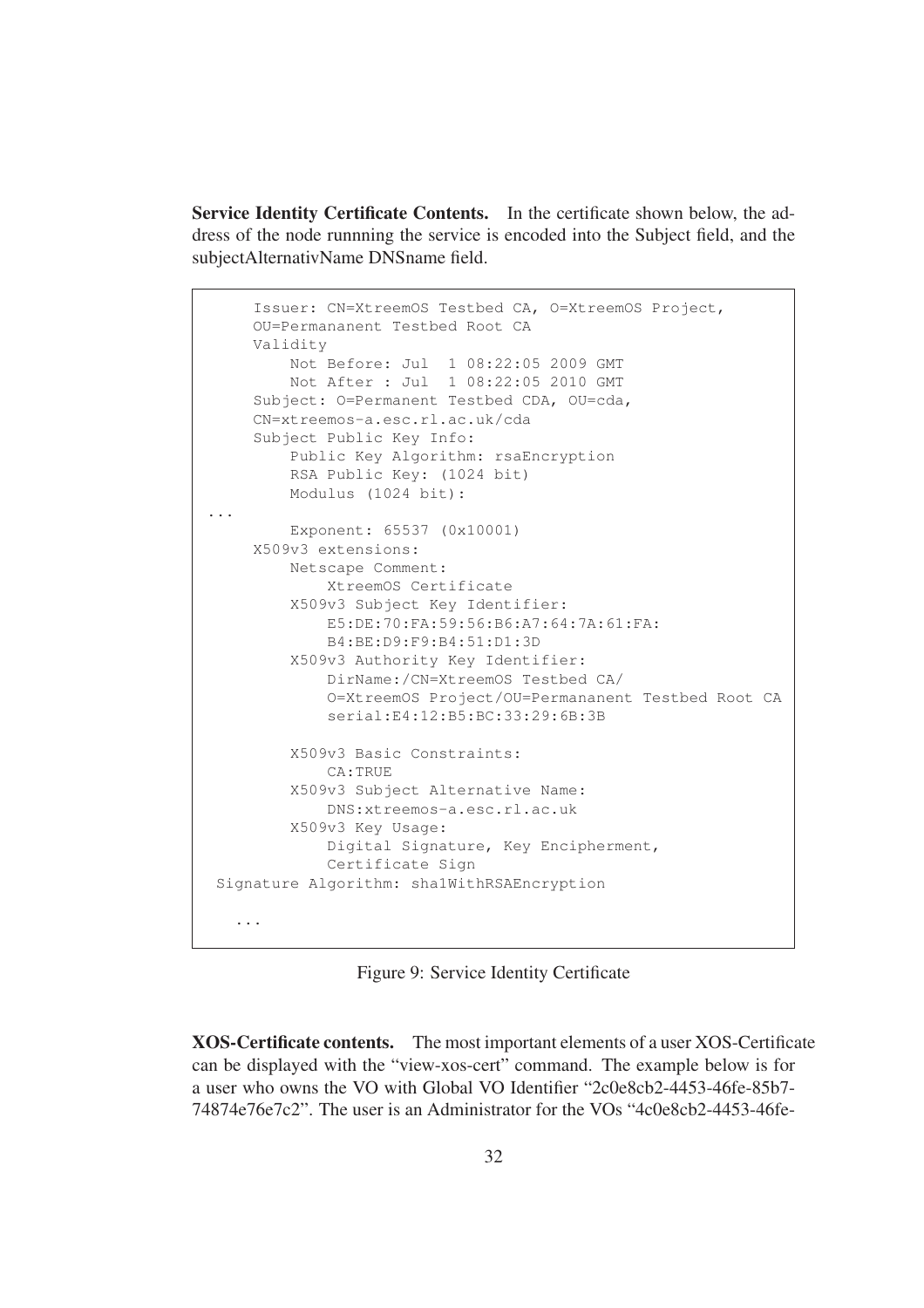**Service Identity Certificate Contents.** In the certificate shown below, the address of the node runnning the service is encoded into the Subject field, and the subjectAlternativName DNSname field.

```
     Issuer: CN=XtreemOS Testbed CA, O=XtreemOS Project,
     OU=Permananent Testbed Root CA
     Validity
         Not Before: Jul  1 08:22:05 2009 GMT
         Not After : Jul  1 08:22:05 2010 GMT
     Subject: O=Permanent Testbed CDA, OU=cda,
     CN=xtreemos-a.esc.rl.ac.uk/cda
     Subject Public Key Info:
         Public Key Algorithm: rsaEncryption
         RSA Public Key: (1024 bit)
         Modulus (1024 bit):
...
         Exponent: 65537 (0x10001)
     X509v3 extensions:
         Netscape Comment:
             XtreemOS Certificate
         X509v3 Subject Key Identifier:
             E5:DE:70:FA:59:56:B6:A7:64:7A:61:FA:
             B4:BE:D9:F9:B4:51:D1:3D
         X509v3 Authority Key Identifier:
             DirName:/CN=XtreemOS Testbed CA/
             O=XtreemOS Project/OU=Permananent Testbed Root CA
             serial:E4:12:B5:BC:33:29:6B:3B

         X509v3 Basic Constraints:
             CA:TRUE
         X509v3 Subject Alternative Name:
             DNS:xtreemos-a.esc.rl.ac.uk
         X509v3 Key Usage:
             Digital Signature, Key Encipherment,
             Certificate Sign
 Signature Algorithm: sha1WithRSAEncryption

   ...
```

Figure 9: Service Identity Certificate

**XOS-Certificate contents.** The most important elements of a user XOS-Certificate can be displayed with the "view-xos-cert" command. The example below is for a user who owns the VO with Global VO Identifier "2c0e8cb2-4453-46fe-85b7-74874e76e7c2". The user is an Administrator for the VOs "4c0e8cb2-4453-46fe-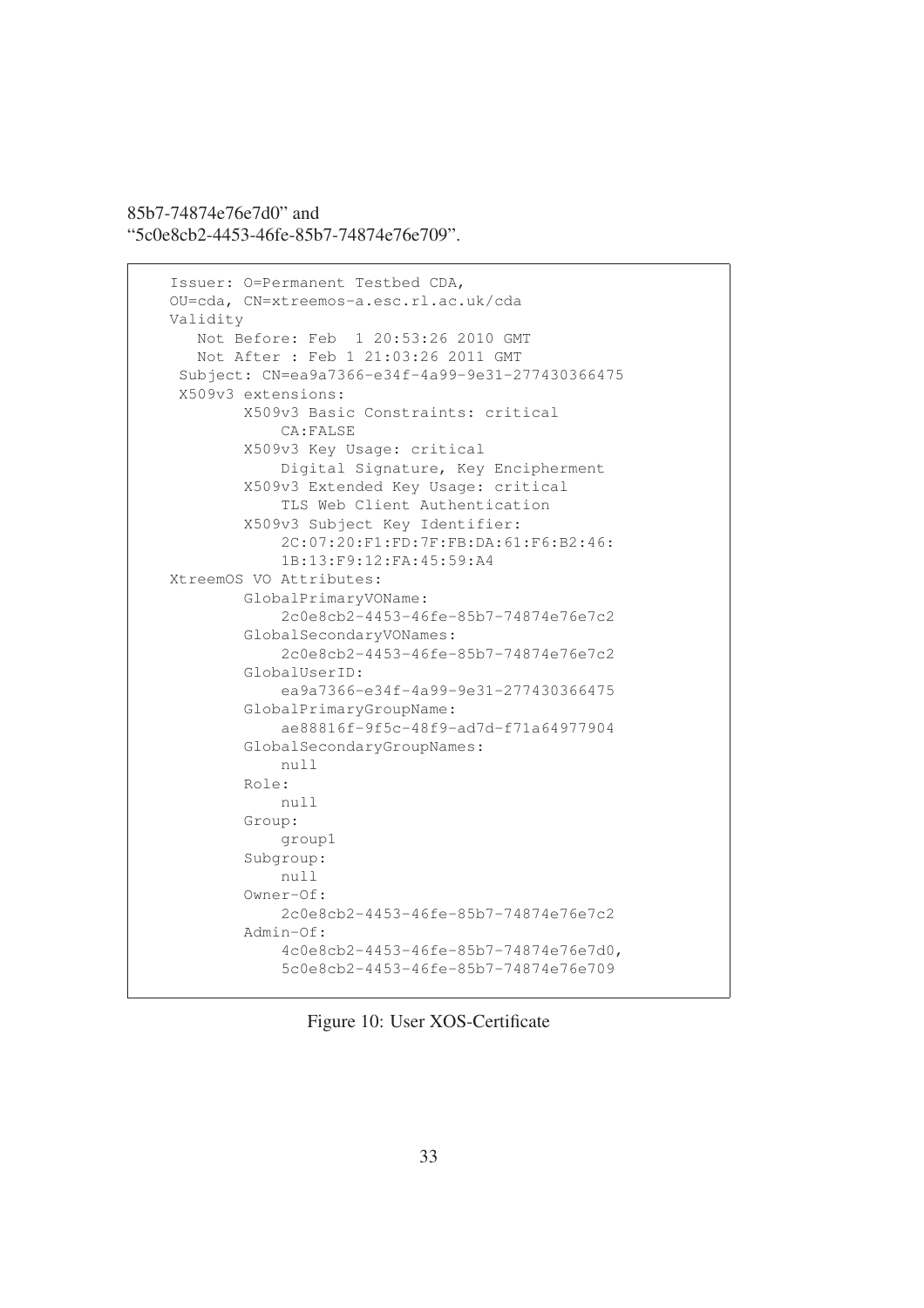85b7-74874e76e7d0" and
"5c0e8cb2-4453-46fe-85b7-74874e76e709".

```
Issuer: O=Permanent Testbed CDA,
OU=cda, CN=xtreemos-a.esc.rl.ac.uk/cda
Validity
   Not Before: Feb  1 20:53:26 2010 GMT
   Not After : Feb 1 21:03:26 2011 GMT
 Subject: CN=ea9a7366-e34f-4a99-9e31-277430366475
 X509v3 extensions:
        X509v3 Basic Constraints: critical
            CA:FALSE
        X509v3 Key Usage: critical
            Digital Signature, Key Encipherment
        X509v3 Extended Key Usage: critical
            TLS Web Client Authentication
        X509v3 Subject Key Identifier:
            2C:07:20:F1:FD:7F:FB:DA:61:F6:B2:46:
            1B:13:F9:12:FA:45:59:A4
XtreemOS VO Attributes:
        GlobalPrimaryVOName:
            2c0e8cb2-4453-46fe-85b7-74874e76e7c2
        GlobalSecondaryVONames:
            2c0e8cb2-4453-46fe-85b7-74874e76e7c2
        GlobalUserID:
            ea9a7366-e34f-4a99-9e31-277430366475
        GlobalPrimaryGroupName:
            ae88816f-9f5c-48f9-ad7d-f71a64977904
        GlobalSecondaryGroupNames:
            null
        Role:
            null
        Group:
            group1
        Subgroup:
            null
        Owner-Of:
            2c0e8cb2-4453-46fe-85b7-74874e76e7c2
        Admin-Of:
            4c0e8cb2-4453-46fe-85b7-74874e76e7d0,
            5c0e8cb2-4453-46fe-85b7-74874e76e709
```

Figure 10: User XOS-Certificate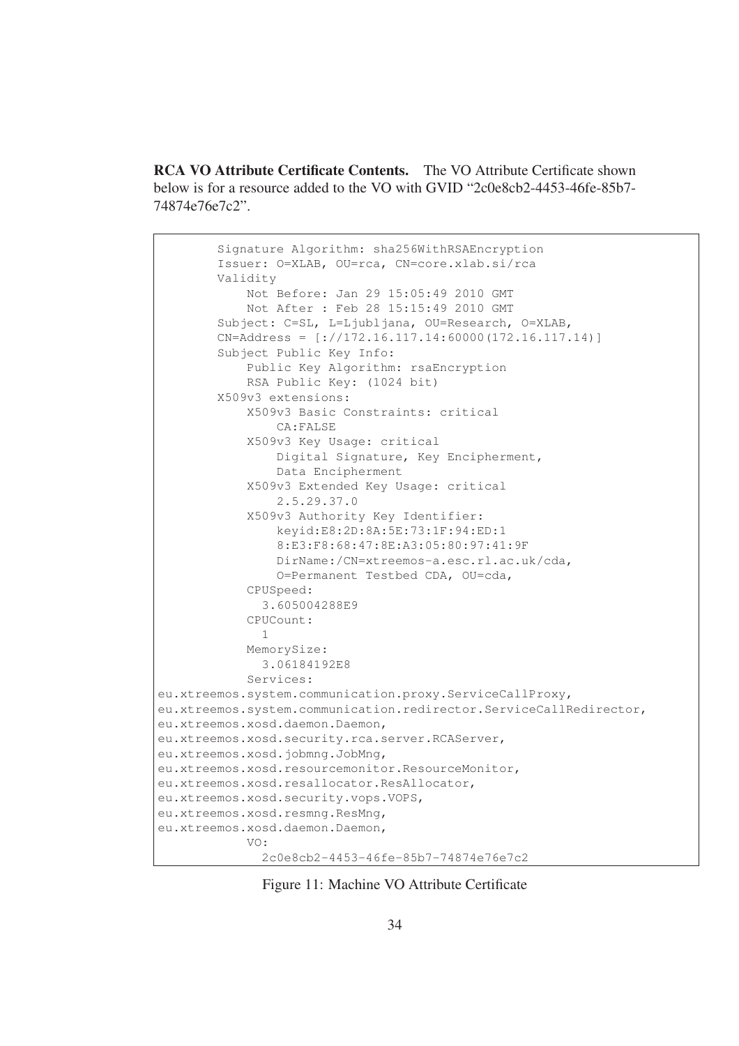**RCA VO Attribute Certificate Contents.** The VO Attribute Certificate shown below is for a resource added to the VO with GVID "2c0e8cb2-4453-46fe-85b7-74874e76e7c2".

```
        Signature Algorithm: sha256WithRSAEncryption
        Issuer: O=XLAB, OU=rca, CN=core.xlab.si/rca
        Validity
            Not Before: Jan 29 15:05:49 2010 GMT
            Not After : Feb 28 15:15:49 2010 GMT
        Subject: C=SL, L=Ljubljana, OU=Research, O=XLAB,
        CN=Address = [://172.16.117.14:60000(172.16.117.14)]
        Subject Public Key Info:
            Public Key Algorithm: rsaEncryption
            RSA Public Key: (1024 bit)
        X509v3 extensions:
            X509v3 Basic Constraints: critical
                CA:FALSE
            X509v3 Key Usage: critical
                Digital Signature, Key Encipherment,
                Data Encipherment
            X509v3 Extended Key Usage: critical
                2.5.29.37.0
            X509v3 Authority Key Identifier:
                keyid:E8:2D:8A:5E:73:1F:94:ED:1
                8:E3:F8:68:47:8E:A3:05:80:97:41:9F
                DirName:/CN=xtreemos-a.esc.rl.ac.uk/cda,
                O=Permanent Testbed CDA, OU=cda,
            CPUSpeed:
              3.605004288E9
            CPUCount:
              1
            MemorySize:
              3.06184192E8
            Services:
eu.xtreemos.system.communication.proxy.ServiceCallProxy,
eu.xtreemos.system.communication.redirector.ServiceCallRedirector,
eu.xtreemos.xosd.daemon.Daemon,
eu.xtreemos.xosd.security.rca.server.RCAServer,
eu.xtreemos.xosd.jobmng.JobMng,
eu.xtreemos.xosd.resourcemonitor.ResourceMonitor,
eu.xtreemos.xosd.resallocator.ResAllocator,
eu.xtreemos.xosd.security.vops.VOPS,
eu.xtreemos.xosd.resmng.ResMng,
eu.xtreemos.xosd.daemon.Daemon,
            VO:
              2c0e8cb2-4453-46fe-85b7-74874e76e7c2
```

Figure 11: Machine VO Attribute Certificate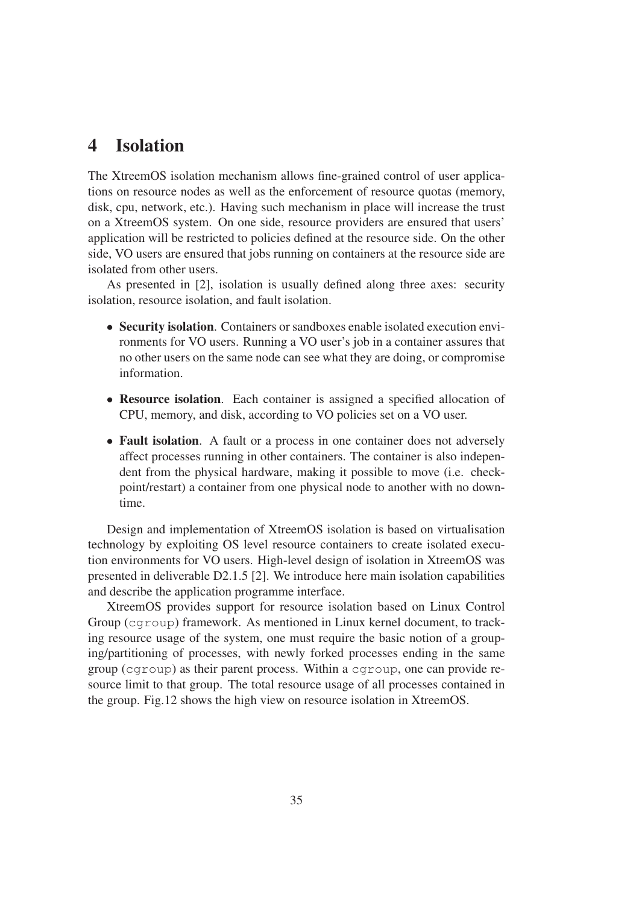# 4 Isolation

The XtreemOS isolation mechanism allows fine-grained control of user applications on resource nodes as well as the enforcement of resource quotas (memory, disk, cpu, network, etc.). Having such mechanism in place will increase the trust on a XtreemOS system. On one side, resource providers are ensured that users' application will be restricted to policies defined at the resource side. On the other side, VO users are ensured that jobs running on containers at the resource side are isolated from other users.

As presented in [2], isolation is usually defined along three axes: security isolation, resource isolation, and fault isolation.

- **Security isolation**. Containers or sandboxes enable isolated execution environments for VO users. Running a VO user's job in a container assures that no other users on the same node can see what they are doing, or compromise information.
- **Resource isolation**. Each container is assigned a specified allocation of CPU, memory, and disk, according to VO policies set on a VO user.
- **Fault isolation**. A fault or a process in one container does not adversely affect processes running in other containers. The container is also independent from the physical hardware, making it possible to move (i.e. checkpoint/restart) a container from one physical node to another with no downtime.

Design and implementation of XtreemOS isolation is based on virtualisation technology by exploiting OS level resource containers to create isolated execution environments for VO users. High-level design of isolation in XtreemOS was presented in deliverable D2.1.5 [2]. We introduce here main isolation capabilities and describe the application programme interface.

XtreemOS provides support for resource isolation based on Linux Control Group (`cgroup`) framework. As mentioned in Linux kernel document, to tracking resource usage of the system, one must require the basic notion of a grouping/partitioning of processes, with newly forked processes ending in the same group (`cgroup`) as their parent process. Within a `cgroup`, one can provide resource limit to that group. The total resource usage of all processes contained in the group. Fig.12 shows the high view on resource isolation in XtreemOS.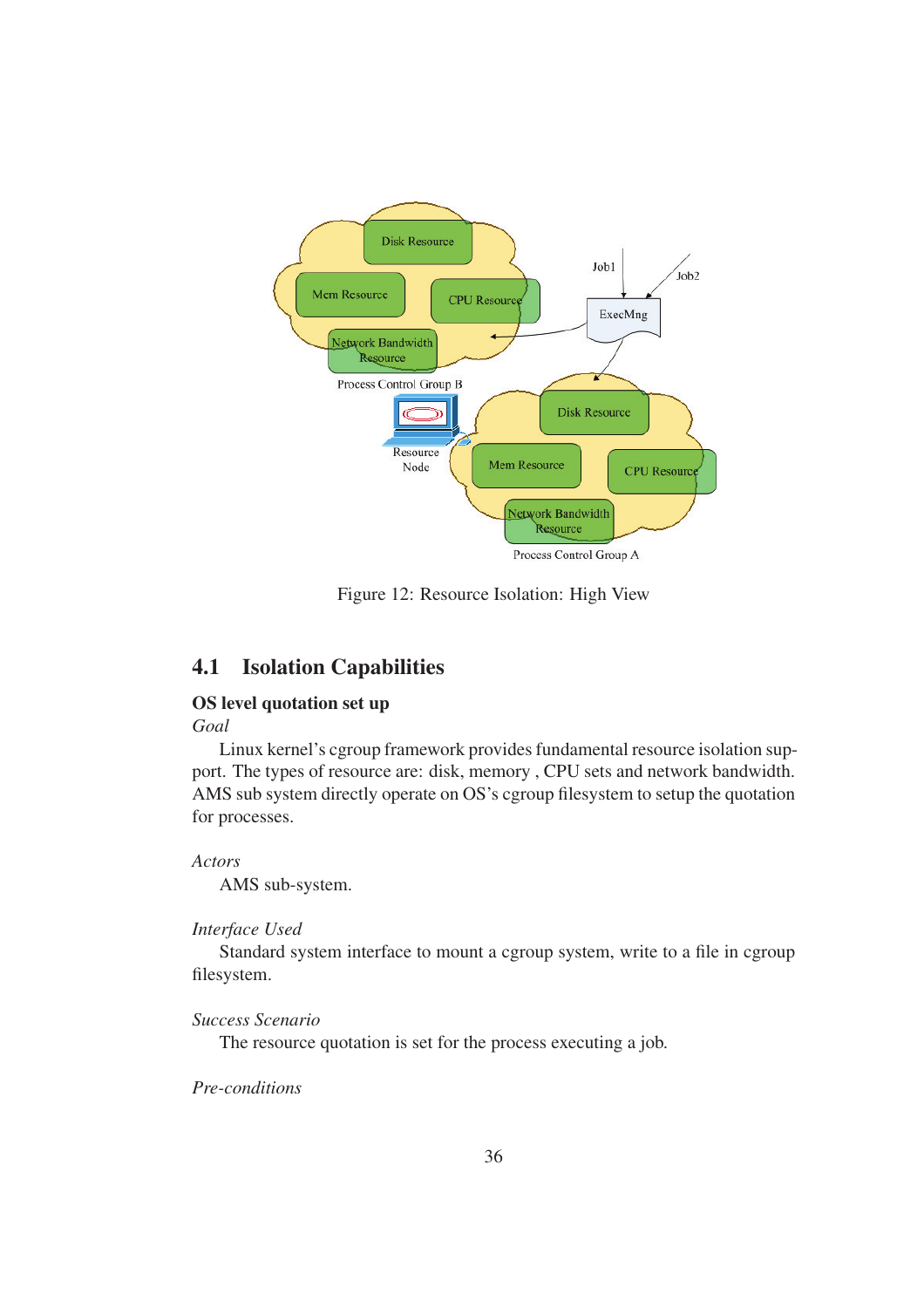Figure 12: Resource Isolation: High View

## 4.1 Isolation Capabilities

**OS level quotation set up**

*Goal*

Linux kernel's cgroup framework provides fundamental resource isolation support. The types of resource are: disk, memory , CPU sets and network bandwidth. AMS sub system directly operate on OS's cgroup filesystem to setup the quotation for processes.

*Actors*

AMS sub-system.

*Interface Used*

Standard system interface to mount a cgroup system, write to a file in cgroup filesystem.

*Success Scenario*

The resource quotation is set for the process executing a job.

*Pre-conditions*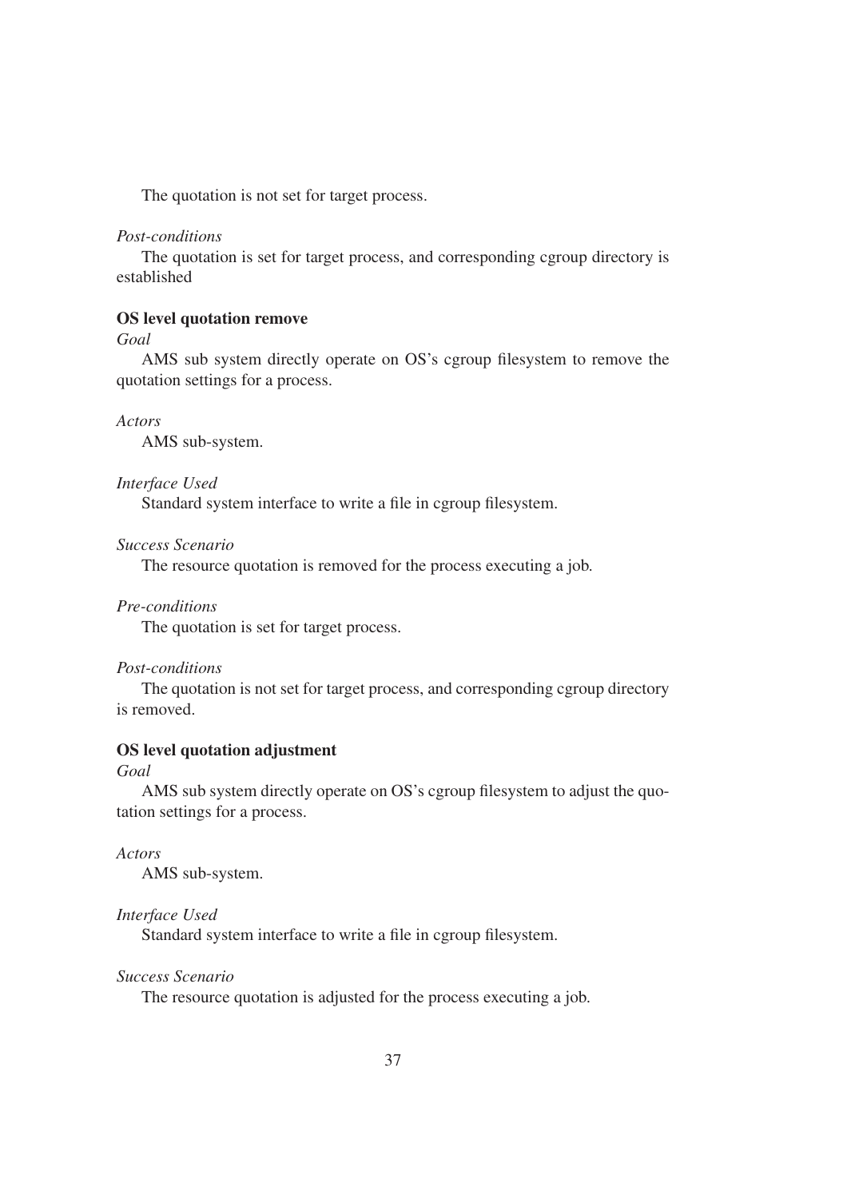The quotation is not set for target process.

*Post-conditions*

The quotation is set for target process, and corresponding cgroup directory is established

**OS level quotation remove**

*Goal*

AMS sub system directly operate on OS's cgroup filesystem to remove the quotation settings for a process.

*Actors*

AMS sub-system.

*Interface Used*

Standard system interface to write a file in cgroup filesystem.

*Success Scenario*

The resource quotation is removed for the process executing a job.

*Pre-conditions*

The quotation is set for target process.

*Post-conditions*

The quotation is not set for target process, and corresponding cgroup directory is removed.

**OS level quotation adjustment**

*Goal*

AMS sub system directly operate on OS's cgroup filesystem to adjust the quotation settings for a process.

*Actors*

AMS sub-system.

*Interface Used*

Standard system interface to write a file in cgroup filesystem.

*Success Scenario*

The resource quotation is adjusted for the process executing a job.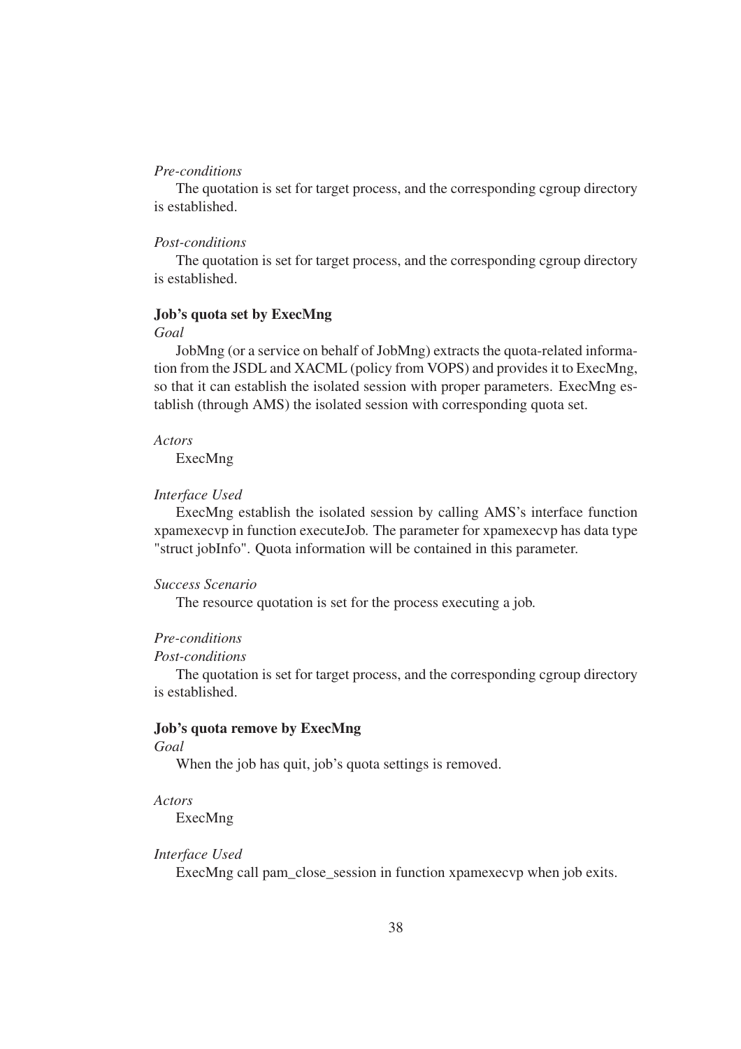*Pre-conditions*

The quotation is set for target process, and the corresponding cgroup directory is established.

*Post-conditions*

The quotation is set for target process, and the corresponding cgroup directory is established.

**Job's quota set by ExecMng**

*Goal*

JobMng (or a service on behalf of JobMng) extracts the quota-related information from the JSDL and XACML (policy from VOPS) and provides it to ExecMng, so that it can establish the isolated session with proper parameters. ExecMng establish (through AMS) the isolated session with corresponding quota set.

*Actors*

ExecMng

*Interface Used*

ExecMng establish the isolated session by calling AMS's interface function xpamexecvp in function executeJob. The parameter for xpamexecvp has data type "struct jobInfo". Quota information will be contained in this parameter.

*Success Scenario*

The resource quotation is set for the process executing a job.

*Pre-conditions*

*Post-conditions*

The quotation is set for target process, and the corresponding cgroup directory is established.

**Job's quota remove by ExecMng**

*Goal*

When the job has quit, job's quota settings is removed.

*Actors*

ExecMng

*Interface Used*

ExecMng call pam_close_session in function xpamexecvp when job exits.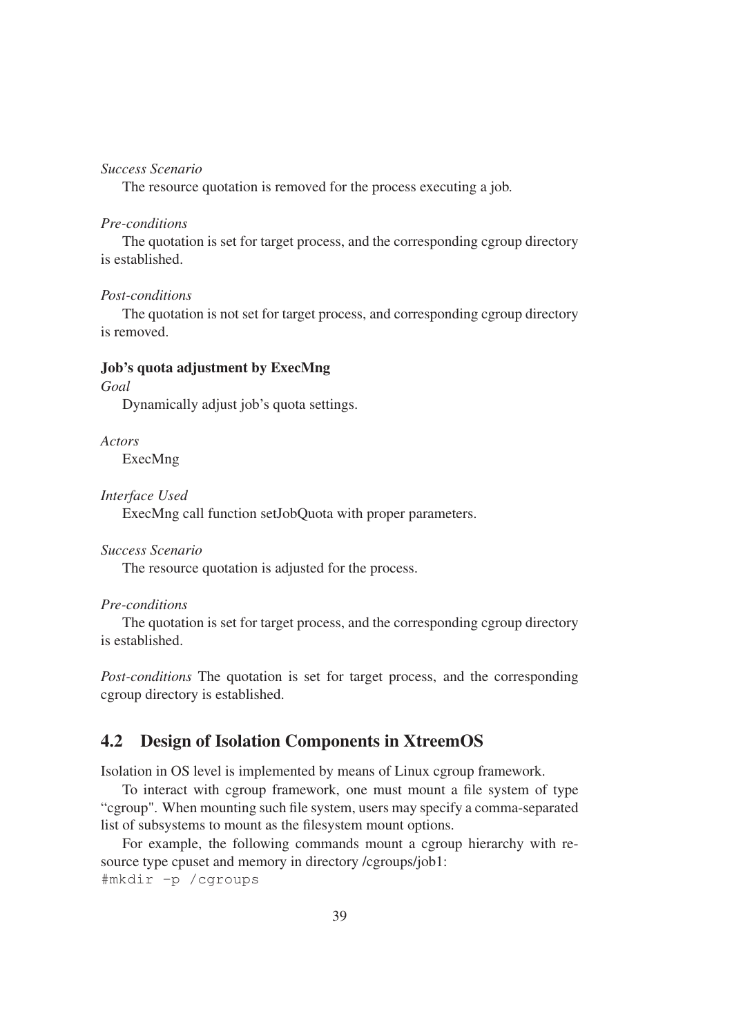*Success Scenario*

The resource quotation is removed for the process executing a job.

*Pre-conditions*

The quotation is set for target process, and the corresponding cgroup directory is established.

*Post-conditions*

The quotation is not set for target process, and corresponding cgroup directory is removed.

**Job's quota adjustment by ExecMng**

*Goal*

Dynamically adjust job's quota settings.

*Actors*

ExecMng

*Interface Used*

ExecMng call function setJobQuota with proper parameters.

*Success Scenario*

The resource quotation is adjusted for the process.

*Pre-conditions*

The quotation is set for target process, and the corresponding cgroup directory is established.

*Post-conditions* The quotation is set for target process, and the corresponding cgroup directory is established.

## 4.2 Design of Isolation Components in XtreemOS

Isolation in OS level is implemented by means of Linux cgroup framework.

To interact with cgroup framework, one must mount a file system of type "cgroup". When mounting such file system, users may specify a comma-separated list of subsystems to mount as the filesystem mount options.

For example, the following commands mount a cgroup hierarchy with resource type cpuset and memory in directory /cgroups/job1:

```
#mkdir -p /cgroups
```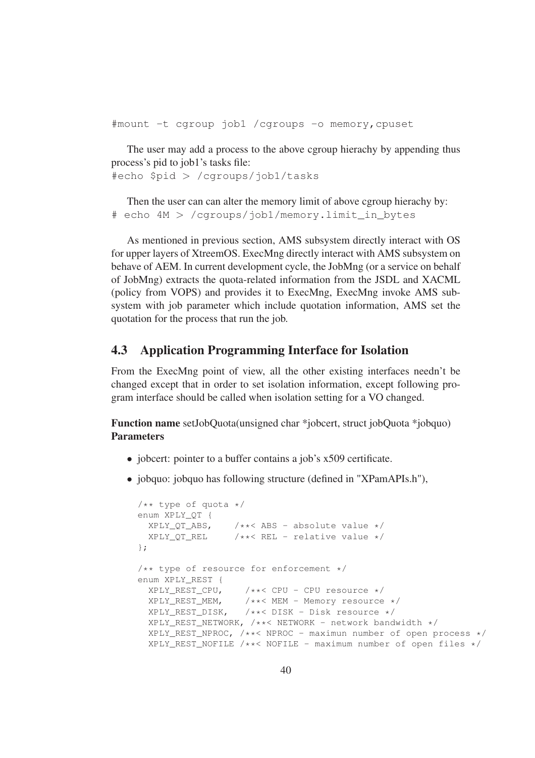```
#mount -t cgroup job1 /cgroups -o memory,cpuset
```

The user may add a process to the above cgroup hierachy by appending thus process's pid to job1's tasks file:

```
#echo $pid > /cgroups/job1/tasks
```

Then the user can can alter the memory limit of above cgroup hierachy by:

```
# echo 4M > /cgroups/job1/memory.limit_in_bytes
```

As mentioned in previous section, AMS subsystem directly interact with OS for upper layers of XtreemOS. ExecMng directly interact with AMS subsystem on behave of AEM. In current development cycle, the JobMng (or a service on behalf of JobMng) extracts the quota-related information from the JSDL and XACML (policy from VOPS) and provides it to ExecMng, ExecMng invoke AMS subsystem with job parameter which include quotation information, AMS set the quotation for the process that run the job.

## 4.3 Application Programming Interface for Isolation

From the ExecMng point of view, all the other existing interfaces needn't be changed except that in order to set isolation information, except following program interface should be called when isolation setting for a VO changed.

**Function name** setJobQuota(unsigned char *jobcert, struct jobQuota *jobquo)
**Parameters**

- jobcert: pointer to a buffer contains a job's x509 certificate.
- jobquo: jobquo has following structure (defined in "XPamAPIs.h"),

```
/** type of quota */
enum XPLY_QT {
  XPLY_QT_ABS,    /**< ABS - absolute value */
  XPLY_QT_REL     /**< REL - relative value */
};

/** type of resource for enforcement */
enum XPLY_REST {
  XPLY_REST_CPU,     /**< CPU - CPU resource */
  XPLY_REST_MEM,     /**< MEM - Memory resource */
  XPLY_REST_DISK,    /**< DISK - Disk resource */
  XPLY_REST_NETWORK, /**< NETWORK - network bandwidth */
  XPLY_REST_NPROC, /**< NPROC - maximun number of open process */
  XPLY_REST_NOFILE /**< NOFILE - maximum number of open files */
```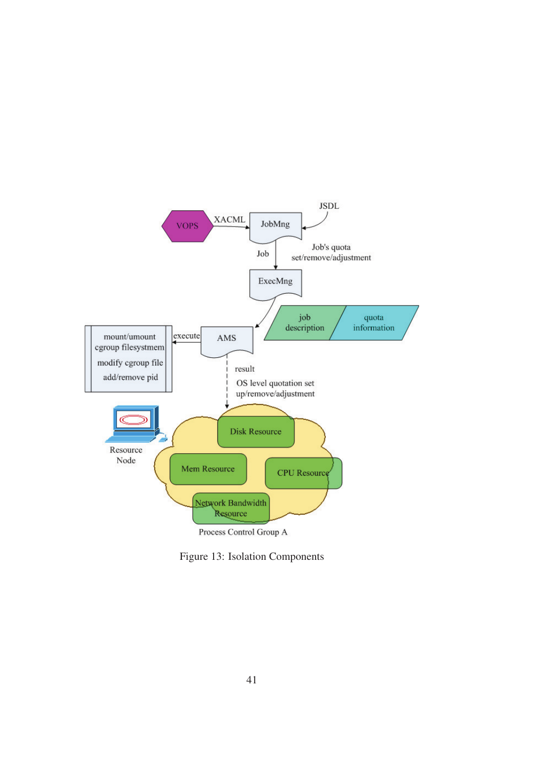Figure 13: Isolation Components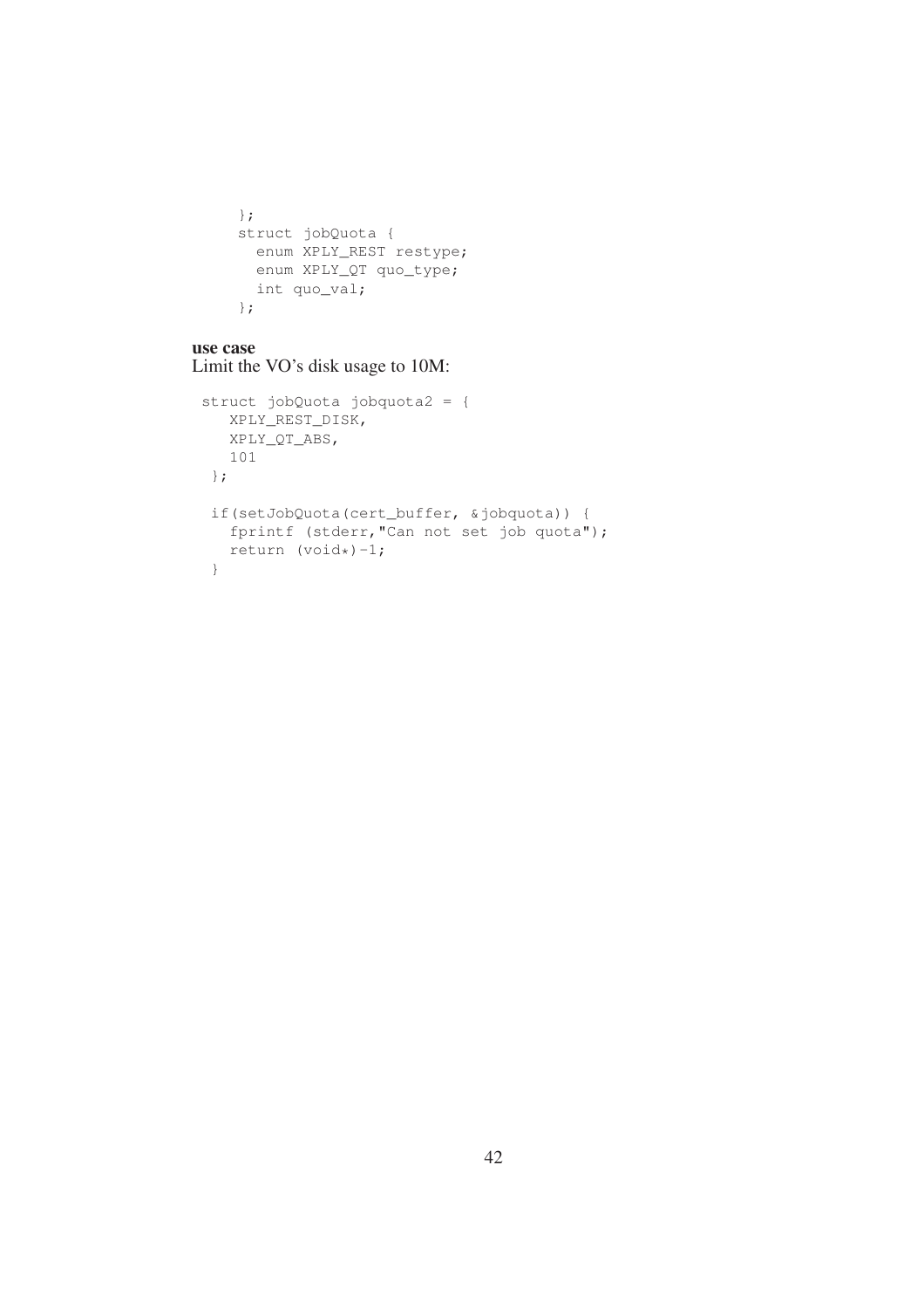```
    };
    struct jobQuota {
      enum XPLY_REST restype;
      enum XPLY_QT quo_type;
      int quo_val;
    };
```

**use case**
Limit the VO's disk usage to 10M:

```
struct jobQuota jobquota2 = {
   XPLY_REST_DISK,
   XPLY_QT_ABS,
   101
 };

 if(setJobQuota(cert_buffer, &jobquota)) {
   fprintf (stderr,"Can not set job quota");
   return (void*)-1;
 }
```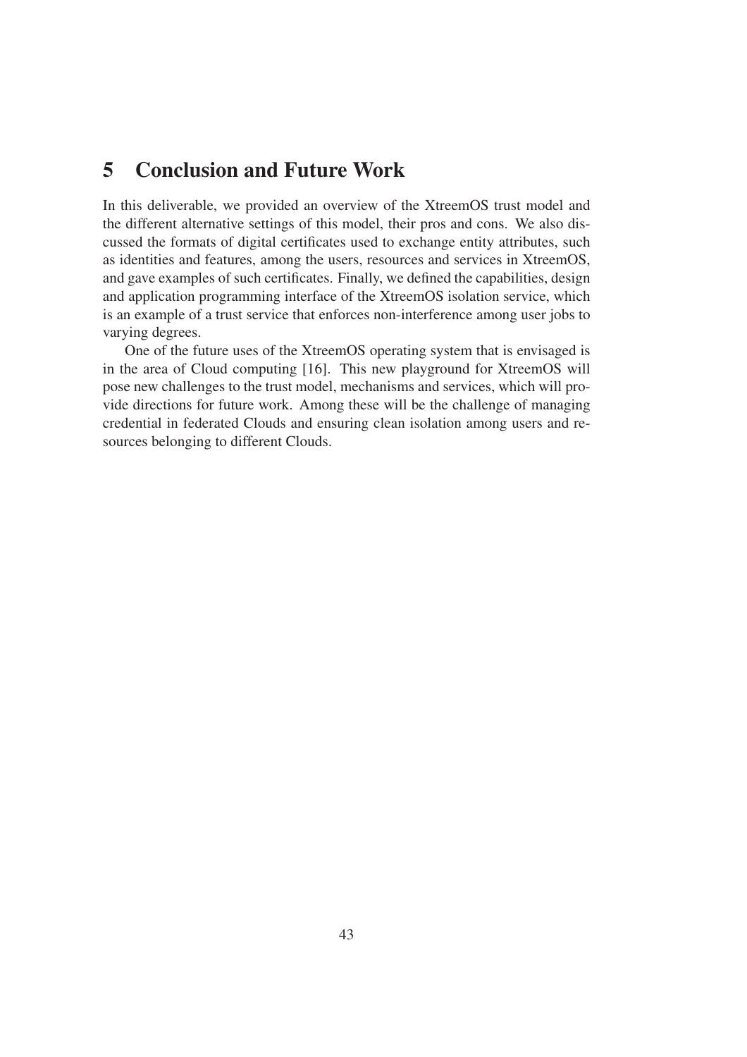# 5 Conclusion and Future Work

In this deliverable, we provided an overview of the XtreemOS trust model and the different alternative settings of this model, their pros and cons. We also discussed the formats of digital certificates used to exchange entity attributes, such as identities and features, among the users, resources and services in XtreemOS, and gave examples of such certificates. Finally, we defined the capabilities, design and application programming interface of the XtreemOS isolation service, which is an example of a trust service that enforces non-interference among user jobs to varying degrees.

One of the future uses of the XtreemOS operating system that is envisaged is in the area of Cloud computing [16]. This new playground for XtreemOS will pose new challenges to the trust model, mechanisms and services, which will provide directions for future work. Among these will be the challenge of managing credential in federated Clouds and ensuring clean isolation among users and resources belonging to different Clouds.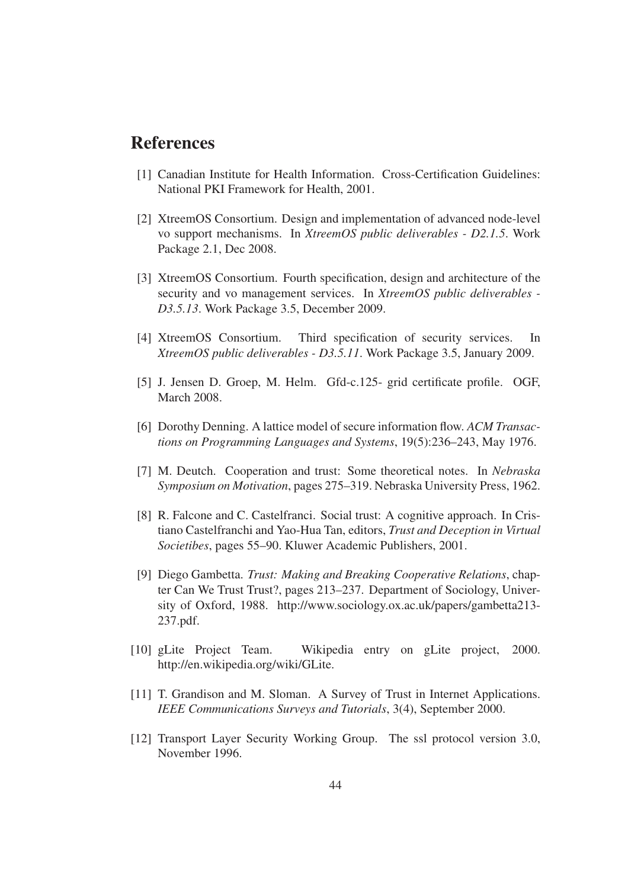# References

[1] Canadian Institute for Health Information. Cross-Certification Guidelines: National PKI Framework for Health, 2001.

[2] XtreemOS Consortium. Design and implementation of advanced node-level vo support mechanisms. In *XtreemOS public deliverables - D2.1.5*. Work Package 2.1, Dec 2008.

[3] XtreemOS Consortium. Fourth specification, design and architecture of the security and vo management services. In *XtreemOS public deliverables - D3.5.13*. Work Package 3.5, December 2009.

[4] XtreemOS Consortium. Third specification of security services. In *XtreemOS public deliverables - D3.5.11*. Work Package 3.5, January 2009.

[5] J. Jensen D. Groep, M. Helm. Gfd-c.125- grid certificate profile. OGF, March 2008.

[6] Dorothy Denning. A lattice model of secure information flow. *ACM Transactions on Programming Languages and Systems*, 19(5):236–243, May 1976.

[7] M. Deutch. Cooperation and trust: Some theoretical notes. In *Nebraska Symposium on Motivation*, pages 275–319. Nebraska University Press, 1962.

[8] R. Falcone and C. Castelfranci. Social trust: A cognitive approach. In Cristiano Castelfranchi and Yao-Hua Tan, editors, *Trust and Deception in Virtual Societibes*, pages 55–90. Kluwer Academic Publishers, 2001.

[9] Diego Gambetta. *Trust: Making and Breaking Cooperative Relations*, chapter Can We Trust Trust?, pages 213–237. Department of Sociology, University of Oxford, 1988. http://www.sociology.ox.ac.uk/papers/gambetta213-237.pdf.

[10] gLite Project Team. Wikipedia entry on gLite project, 2000. http://en.wikipedia.org/wiki/GLite.

[11] T. Grandison and M. Sloman. A Survey of Trust in Internet Applications. *IEEE Communications Surveys and Tutorials*, 3(4), September 2000.

[12] Transport Layer Security Working Group. The ssl protocol version 3.0, November 1996.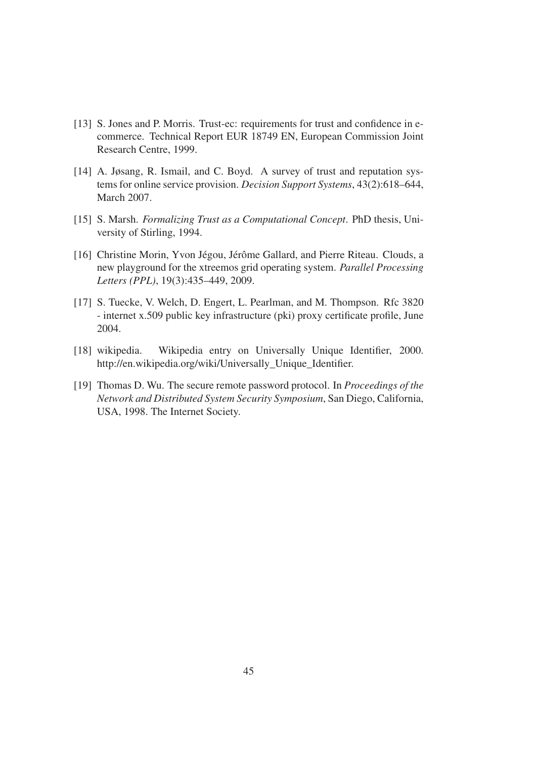[13] S. Jones and P. Morris. Trust-ec: requirements for trust and confidence in e-commerce. Technical Report EUR 18749 EN, European Commission Joint Research Centre, 1999.

[14] A. Jøsang, R. Ismail, and C. Boyd. A survey of trust and reputation systems for online service provision. *Decision Support Systems*, 43(2):618–644, March 2007.

[15] S. Marsh. *Formalizing Trust as a Computational Concept*. PhD thesis, University of Stirling, 1994.

[16] Christine Morin, Yvon Jégou, Jérôme Gallard, and Pierre Riteau. Clouds, a new playground for the xtreemos grid operating system. *Parallel Processing Letters (PPL)*, 19(3):435–449, 2009.

[17] S. Tuecke, V. Welch, D. Engert, L. Pearlman, and M. Thompson. Rfc 3820 - internet x.509 public key infrastructure (pki) proxy certificate profile, June 2004.

[18] wikipedia. Wikipedia entry on Universally Unique Identifier, 2000. http://en.wikipedia.org/wiki/Universally_Unique_Identifier.

[19] Thomas D. Wu. The secure remote password protocol. In *Proceedings of the Network and Distributed System Security Symposium*, San Diego, California, USA, 1998. The Internet Society.